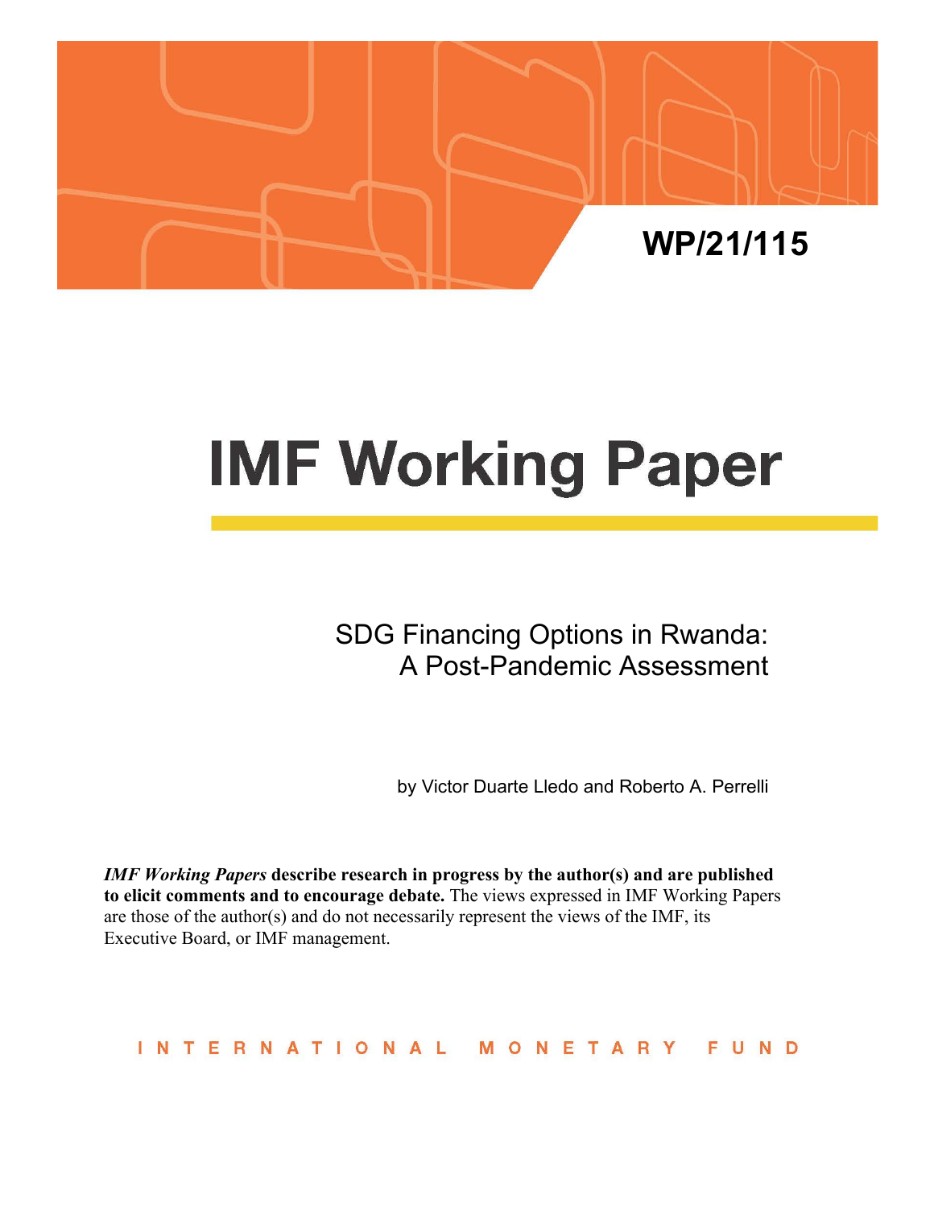WP/21/115

# IMF Working Paper

## SDG Financing Options in Rwanda: A Post-Pandemic Assessment

by Victor Duarte Lledo and Roberto A. Perrelli

***IMF Working Papers*** **describe research in progress by the author(s) and are published to elicit comments and to encourage debate.** The views expressed in IMF Working Papers are those of the author(s) and do not necessarily represent the views of the IMF, its Executive Board, or IMF management.

INTERNATIONAL MONETARY FUND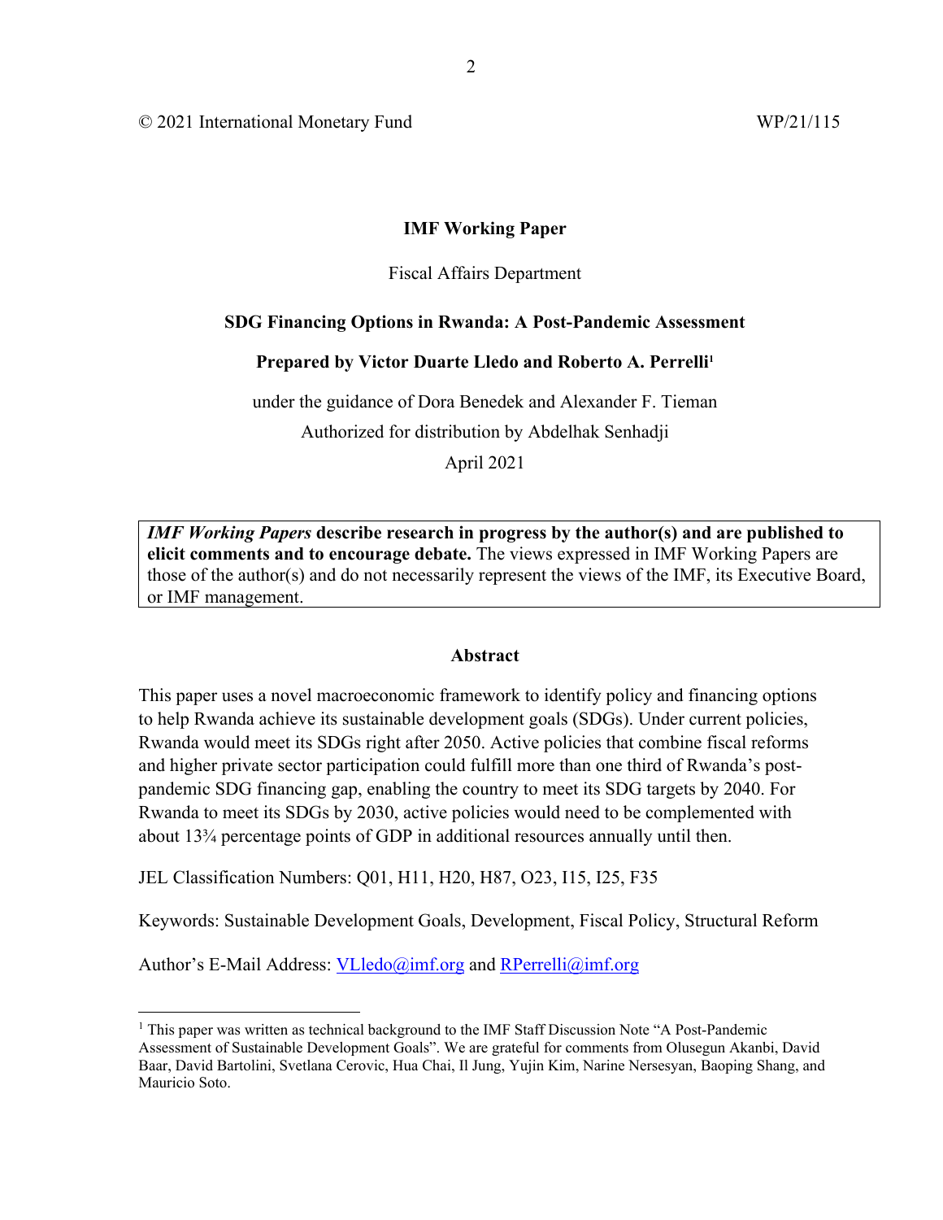© 2021 International Monetary Fund WP/21/115

**IMF Working Paper**

Fiscal Affairs Department

**SDG Financing Options in Rwanda: A Post-Pandemic Assessment**

**Prepared by Victor Duarte Lledo and Roberto A. Perrelli**[1]

under the guidance of Dora Benedek and Alexander F. Tieman

Authorized for distribution by Abdelhak Senhadji

April 2021

***IMF Working Papers*** **describe research in progress by the author(s) and are published to elicit comments and to encourage debate.** The views expressed in IMF Working Papers are those of the author(s) and do not necessarily represent the views of the IMF, its Executive Board, or IMF management.

**Abstract**

This paper uses a novel macroeconomic framework to identify policy and financing options to help Rwanda achieve its sustainable development goals (SDGs). Under current policies, Rwanda would meet its SDGs right after 2050. Active policies that combine fiscal reforms and higher private sector participation could fulfill more than one third of Rwanda's post-pandemic SDG financing gap, enabling the country to meet its SDG targets by 2040. For Rwanda to meet its SDGs by 2030, active policies would need to be complemented with about 13¾ percentage points of GDP in additional resources annually until then.

JEL Classification Numbers: Q01, H11, H20, H87, O23, I15, I25, F35

Keywords: Sustainable Development Goals, Development, Fiscal Policy, Structural Reform

Author's E-Mail Address: VLledo@imf.org and RPerrelli@imf.org

[1] This paper was written as technical background to the IMF Staff Discussion Note "A Post-Pandemic Assessment of Sustainable Development Goals". We are grateful for comments from Olusegun Akanbi, David Baar, David Bartolini, Svetlana Cerovic, Hua Chai, Il Jung, Yujin Kim, Narine Nersesyan, Baoping Shang, and Mauricio Soto.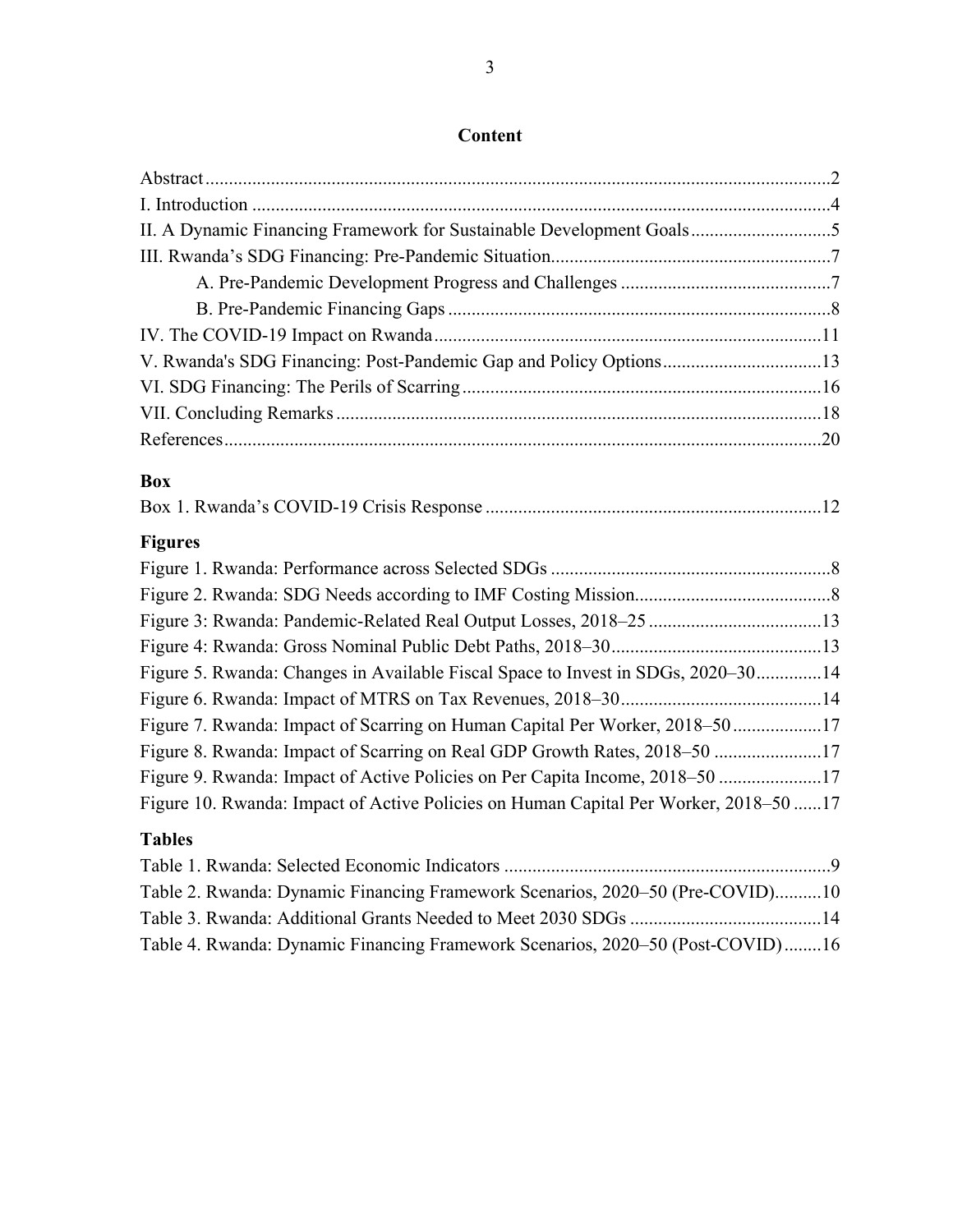## Content

Abstract......2
I. Introduction......4
II. A Dynamic Financing Framework for Sustainable Development Goals......5
III. Rwanda's SDG Financing: Pre-Pandemic Situation......7
  A. Pre-Pandemic Development Progress and Challenges......7
  B. Pre-Pandemic Financing Gaps......8
IV. The COVID-19 Impact on Rwanda......11
V. Rwanda's SDG Financing: Post-Pandemic Gap and Policy Options......13
VI. SDG Financing: The Perils of Scarring......16
VII. Concluding Remarks......18
References......20

### Box

Box 1. Rwanda's COVID-19 Crisis Response......12

### Figures

Figure 1. Rwanda: Performance across Selected SDGs......8
Figure 2. Rwanda: SDG Needs according to IMF Costing Mission......8
Figure 3: Rwanda: Pandemic-Related Real Output Losses, 2018–25......13
Figure 4: Rwanda: Gross Nominal Public Debt Paths, 2018–30......13
Figure 5. Rwanda: Changes in Available Fiscal Space to Invest in SDGs, 2020–30......14
Figure 6. Rwanda: Impact of MTRS on Tax Revenues, 2018–30......14
Figure 7. Rwanda: Impact of Scarring on Human Capital Per Worker, 2018–50......17
Figure 8. Rwanda: Impact of Scarring on Real GDP Growth Rates, 2018–50......17
Figure 9. Rwanda: Impact of Active Policies on Per Capita Income, 2018–50......17
Figure 10. Rwanda: Impact of Active Policies on Human Capital Per Worker, 2018–50......17

### Tables

Table 1. Rwanda: Selected Economic Indicators......9
Table 2. Rwanda: Dynamic Financing Framework Scenarios, 2020–50 (Pre-COVID)......10
Table 3. Rwanda: Additional Grants Needed to Meet 2030 SDGs......14
Table 4. Rwanda: Dynamic Financing Framework Scenarios, 2020–50 (Post-COVID)......16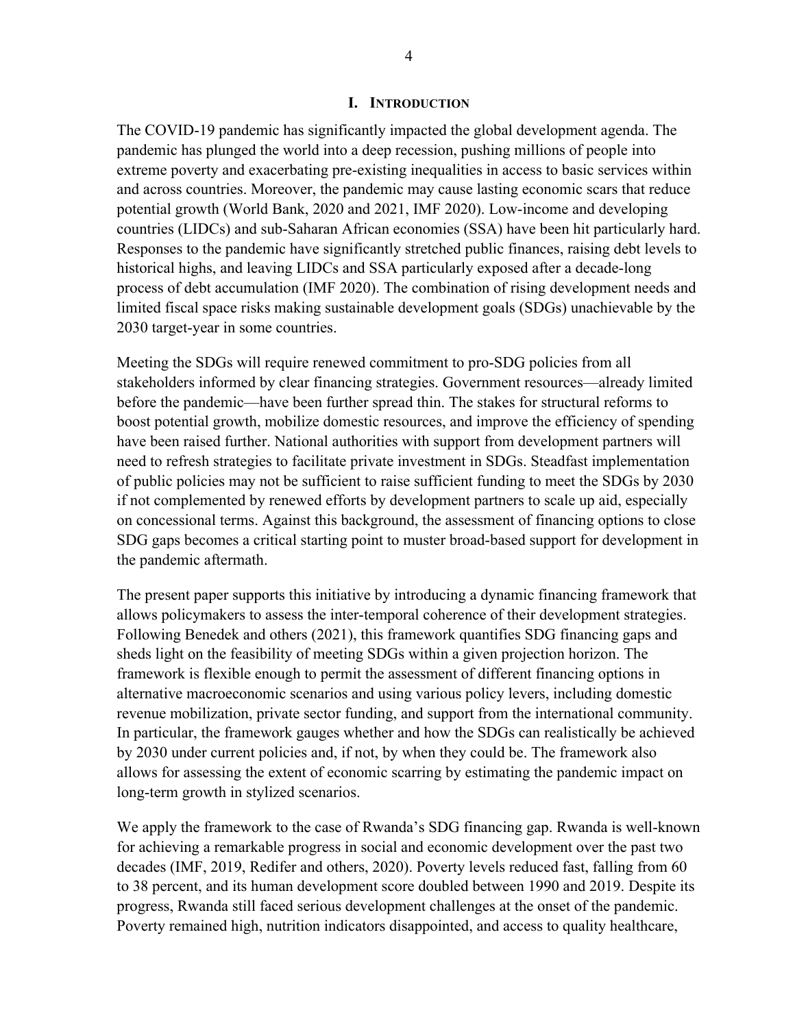# I. INTRODUCTION

The COVID-19 pandemic has significantly impacted the global development agenda. The pandemic has plunged the world into a deep recession, pushing millions of people into extreme poverty and exacerbating pre-existing inequalities in access to basic services within and across countries. Moreover, the pandemic may cause lasting economic scars that reduce potential growth (World Bank, 2020 and 2021, IMF 2020). Low-income and developing countries (LIDCs) and sub-Saharan African economies (SSA) have been hit particularly hard. Responses to the pandemic have significantly stretched public finances, raising debt levels to historical highs, and leaving LIDCs and SSA particularly exposed after a decade-long process of debt accumulation (IMF 2020). The combination of rising development needs and limited fiscal space risks making sustainable development goals (SDGs) unachievable by the 2030 target-year in some countries.

Meeting the SDGs will require renewed commitment to pro-SDG policies from all stakeholders informed by clear financing strategies. Government resources—already limited before the pandemic—have been further spread thin. The stakes for structural reforms to boost potential growth, mobilize domestic resources, and improve the efficiency of spending have been raised further. National authorities with support from development partners will need to refresh strategies to facilitate private investment in SDGs. Steadfast implementation of public policies may not be sufficient to raise sufficient funding to meet the SDGs by 2030 if not complemented by renewed efforts by development partners to scale up aid, especially on concessional terms. Against this background, the assessment of financing options to close SDG gaps becomes a critical starting point to muster broad-based support for development in the pandemic aftermath.

The present paper supports this initiative by introducing a dynamic financing framework that allows policymakers to assess the inter-temporal coherence of their development strategies. Following Benedek and others (2021), this framework quantifies SDG financing gaps and sheds light on the feasibility of meeting SDGs within a given projection horizon. The framework is flexible enough to permit the assessment of different financing options in alternative macroeconomic scenarios and using various policy levers, including domestic revenue mobilization, private sector funding, and support from the international community. In particular, the framework gauges whether and how the SDGs can realistically be achieved by 2030 under current policies and, if not, by when they could be. The framework also allows for assessing the extent of economic scarring by estimating the pandemic impact on long-term growth in stylized scenarios.

We apply the framework to the case of Rwanda's SDG financing gap. Rwanda is well-known for achieving a remarkable progress in social and economic development over the past two decades (IMF, 2019, Redifer and others, 2020). Poverty levels reduced fast, falling from 60 to 38 percent, and its human development score doubled between 1990 and 2019. Despite its progress, Rwanda still faced serious development challenges at the onset of the pandemic. Poverty remained high, nutrition indicators disappointed, and access to quality healthcare,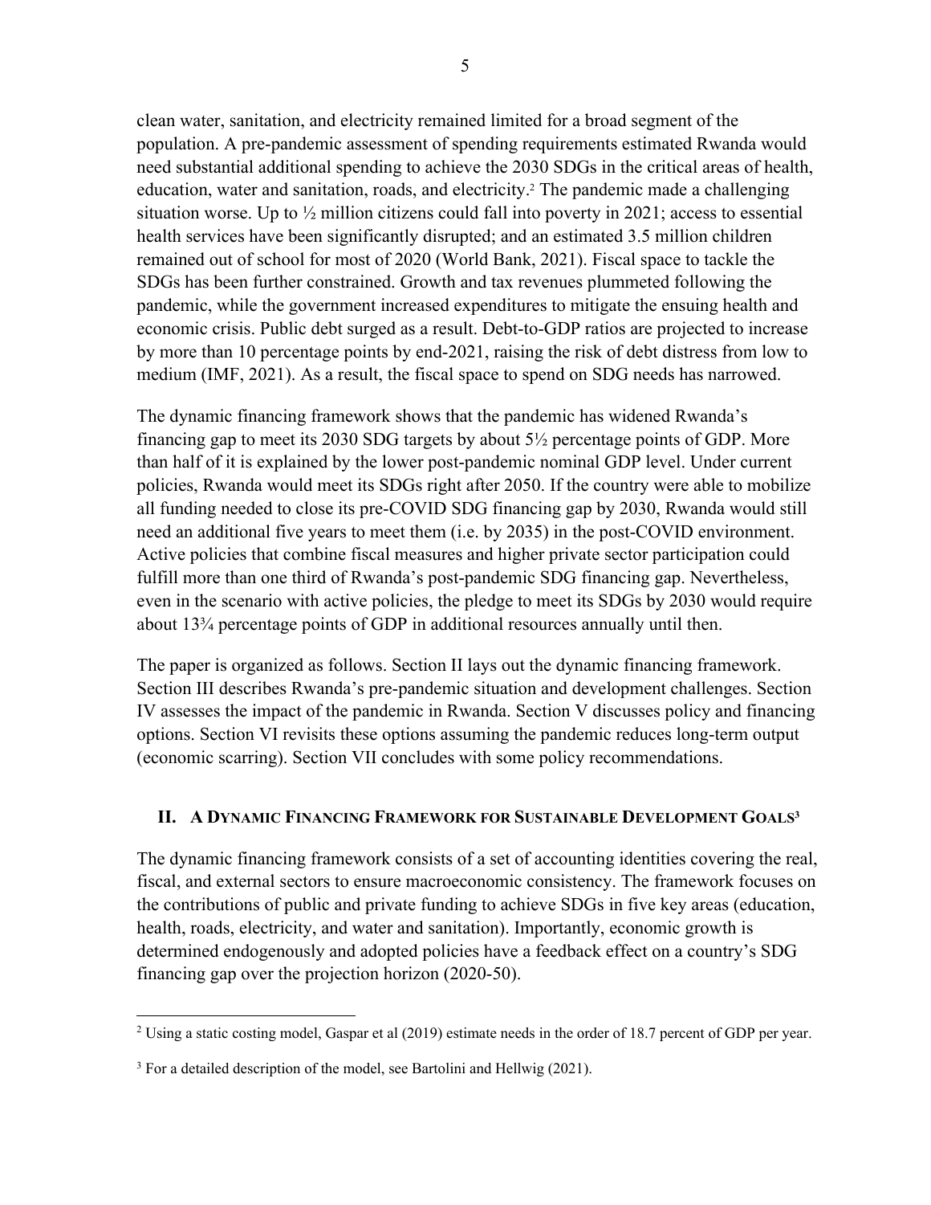clean water, sanitation, and electricity remained limited for a broad segment of the population. A pre-pandemic assessment of spending requirements estimated Rwanda would need substantial additional spending to achieve the 2030 SDGs in the critical areas of health, education, water and sanitation, roads, and electricity.[2] The pandemic made a challenging situation worse. Up to ½ million citizens could fall into poverty in 2021; access to essential health services have been significantly disrupted; and an estimated 3.5 million children remained out of school for most of 2020 (World Bank, 2021). Fiscal space to tackle the SDGs has been further constrained. Growth and tax revenues plummeted following the pandemic, while the government increased expenditures to mitigate the ensuing health and economic crisis. Public debt surged as a result. Debt-to-GDP ratios are projected to increase by more than 10 percentage points by end-2021, raising the risk of debt distress from low to medium (IMF, 2021). As a result, the fiscal space to spend on SDG needs has narrowed.

The dynamic financing framework shows that the pandemic has widened Rwanda's financing gap to meet its 2030 SDG targets by about 5½ percentage points of GDP. More than half of it is explained by the lower post-pandemic nominal GDP level. Under current policies, Rwanda would meet its SDGs right after 2050. If the country were able to mobilize all funding needed to close its pre-COVID SDG financing gap by 2030, Rwanda would still need an additional five years to meet them (i.e. by 2035) in the post-COVID environment. Active policies that combine fiscal measures and higher private sector participation could fulfill more than one third of Rwanda's post-pandemic SDG financing gap. Nevertheless, even in the scenario with active policies, the pledge to meet its SDGs by 2030 would require about 13¾ percentage points of GDP in additional resources annually until then.

The paper is organized as follows. Section II lays out the dynamic financing framework. Section III describes Rwanda's pre-pandemic situation and development challenges. Section IV assesses the impact of the pandemic in Rwanda. Section V discusses policy and financing options. Section VI revisits these options assuming the pandemic reduces long-term output (economic scarring). Section VII concludes with some policy recommendations.

## II. A Dynamic Financing Framework for Sustainable Development Goals[3]

The dynamic financing framework consists of a set of accounting identities covering the real, fiscal, and external sectors to ensure macroeconomic consistency. The framework focuses on the contributions of public and private funding to achieve SDGs in five key areas (education, health, roads, electricity, and water and sanitation). Importantly, economic growth is determined endogenously and adopted policies have a feedback effect on a country's SDG financing gap over the projection horizon (2020-50).

---

[2] Using a static costing model, Gaspar et al (2019) estimate needs in the order of 18.7 percent of GDP per year.

[3] For a detailed description of the model, see Bartolini and Hellwig (2021).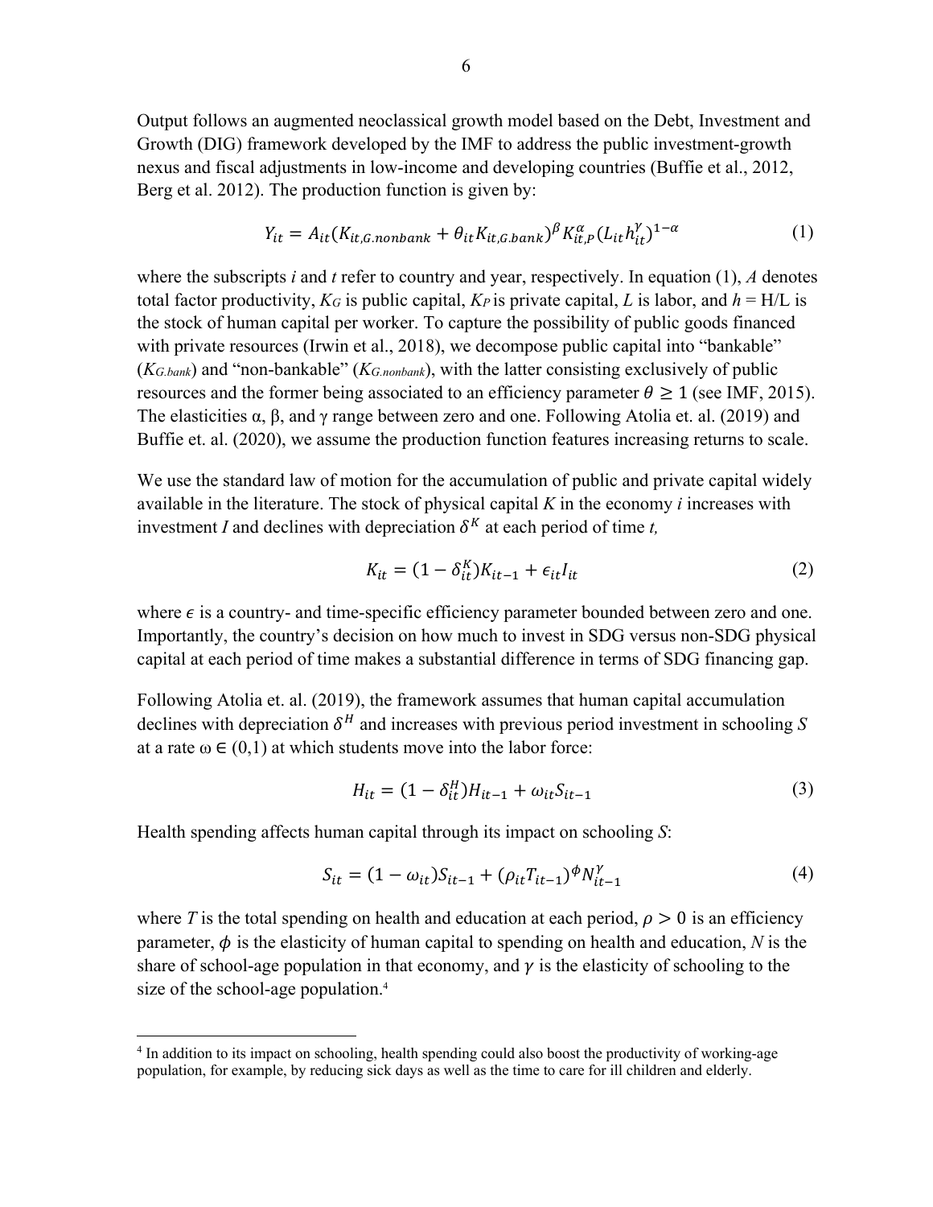Output follows an augmented neoclassical growth model based on the Debt, Investment and Growth (DIG) framework developed by the IMF to address the public investment-growth nexus and fiscal adjustments in low-income and developing countries (Buffie et al., 2012, Berg et al. 2012). The production function is given by:

$$Y_{it} = A_{it}(K_{it,G.nonbank} + \theta_{it}K_{it,G.bank})^{\beta} K_{it,P}^{\alpha} (L_{it}h_{it}^{\gamma})^{1-\alpha} \tag{1}$$

where the subscripts *i* and *t* refer to country and year, respectively. In equation (1), *A* denotes total factor productivity, $K_G$ is public capital, $K_P$ is private capital, *L* is labor, and $h = H/L$ is the stock of human capital per worker. To capture the possibility of public goods financed with private resources (Irwin et al., 2018), we decompose public capital into "bankable" ($K_{G.bank}$) and "non-bankable" ($K_{G.nonbank}$), with the latter consisting exclusively of public resources and the former being associated to an efficiency parameter $\theta \geq 1$ (see IMF, 2015). The elasticities α, β, and γ range between zero and one. Following Atolia et. al. (2019) and Buffie et. al. (2020), we assume the production function features increasing returns to scale.

We use the standard law of motion for the accumulation of public and private capital widely available in the literature. The stock of physical capital *K* in the economy *i* increases with investment *I* and declines with depreciation $\delta^K$ at each period of time *t,*

$$K_{it} = (1 - \delta_{it}^{K})K_{it-1} + \epsilon_{it}I_{it} \tag{2}$$

where $\epsilon$ is a country- and time-specific efficiency parameter bounded between zero and one. Importantly, the country's decision on how much to invest in SDG versus non-SDG physical capital at each period of time makes a substantial difference in terms of SDG financing gap.

Following Atolia et. al. (2019), the framework assumes that human capital accumulation declines with depreciation $\delta^H$ and increases with previous period investment in schooling *S* at a rate $\omega \in (0,1)$ at which students move into the labor force:

$$H_{it} = (1 - \delta_{it}^{H})H_{it-1} + \omega_{it}S_{it-1} \tag{3}$$

Health spending affects human capital through its impact on schooling *S*:

$$S_{it} = (1 - \omega_{it})S_{it-1} + (\rho_{it}T_{it-1})^{\phi}N_{it-1}^{\gamma} \tag{4}$$

where *T* is the total spending on health and education at each period, $\rho > 0$ is an efficiency parameter, $\phi$ is the elasticity of human capital to spending on health and education, *N* is the share of school-age population in that economy, and $\gamma$ is the elasticity of schooling to the size of the school-age population.[4]

[4] In addition to its impact on schooling, health spending could also boost the productivity of working-age population, for example, by reducing sick days as well as the time to care for ill children and elderly.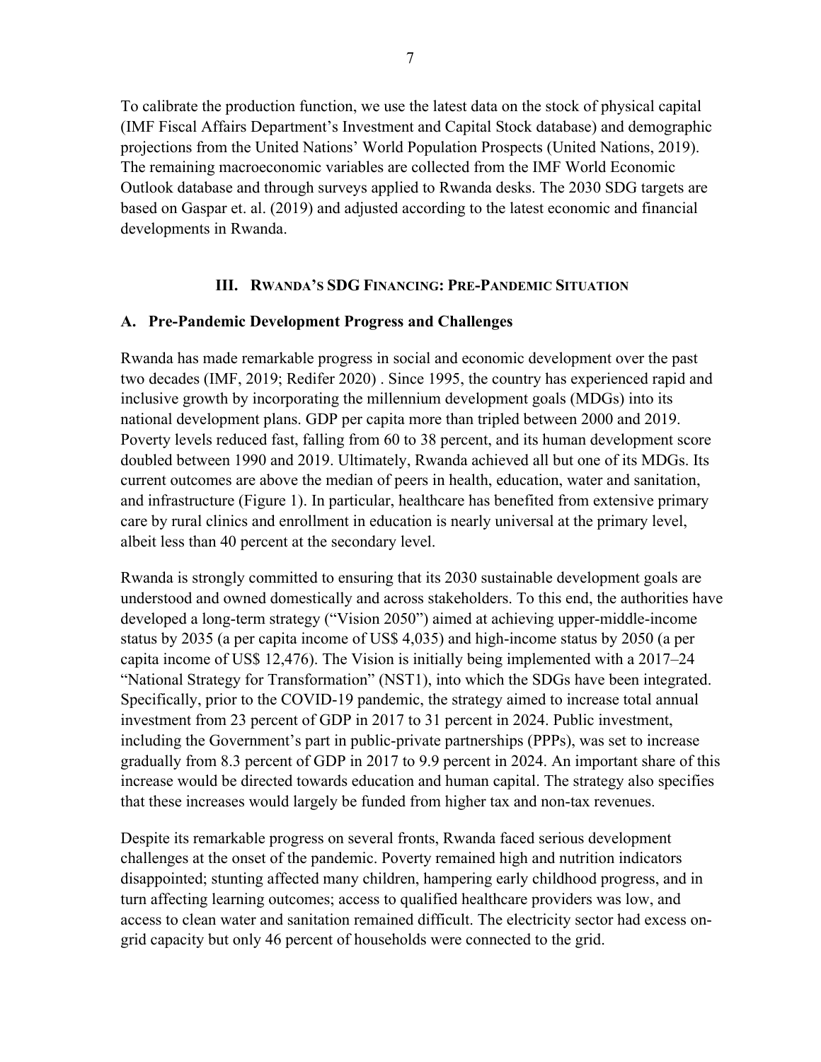To calibrate the production function, we use the latest data on the stock of physical capital (IMF Fiscal Affairs Department's Investment and Capital Stock database) and demographic projections from the United Nations' World Population Prospects (United Nations, 2019). The remaining macroeconomic variables are collected from the IMF World Economic Outlook database and through surveys applied to Rwanda desks. The 2030 SDG targets are based on Gaspar et. al. (2019) and adjusted according to the latest economic and financial developments in Rwanda.

## III. Rwanda's SDG Financing: Pre-Pandemic Situation

### A. Pre-Pandemic Development Progress and Challenges

Rwanda has made remarkable progress in social and economic development over the past two decades (IMF, 2019; Redifer 2020) . Since 1995, the country has experienced rapid and inclusive growth by incorporating the millennium development goals (MDGs) into its national development plans. GDP per capita more than tripled between 2000 and 2019. Poverty levels reduced fast, falling from 60 to 38 percent, and its human development score doubled between 1990 and 2019. Ultimately, Rwanda achieved all but one of its MDGs. Its current outcomes are above the median of peers in health, education, water and sanitation, and infrastructure (Figure 1). In particular, healthcare has benefited from extensive primary care by rural clinics and enrollment in education is nearly universal at the primary level, albeit less than 40 percent at the secondary level.

Rwanda is strongly committed to ensuring that its 2030 sustainable development goals are understood and owned domestically and across stakeholders. To this end, the authorities have developed a long-term strategy ("Vision 2050") aimed at achieving upper-middle-income status by 2035 (a per capita income of US$ 4,035) and high-income status by 2050 (a per capita income of US$ 12,476). The Vision is initially being implemented with a 2017–24 "National Strategy for Transformation" (NST1), into which the SDGs have been integrated. Specifically, prior to the COVID-19 pandemic, the strategy aimed to increase total annual investment from 23 percent of GDP in 2017 to 31 percent in 2024. Public investment, including the Government's part in public-private partnerships (PPPs), was set to increase gradually from 8.3 percent of GDP in 2017 to 9.9 percent in 2024. An important share of this increase would be directed towards education and human capital. The strategy also specifies that these increases would largely be funded from higher tax and non-tax revenues.

Despite its remarkable progress on several fronts, Rwanda faced serious development challenges at the onset of the pandemic. Poverty remained high and nutrition indicators disappointed; stunting affected many children, hampering early childhood progress, and in turn affecting learning outcomes; access to qualified healthcare providers was low, and access to clean water and sanitation remained difficult. The electricity sector had excess on-grid capacity but only 46 percent of households were connected to the grid.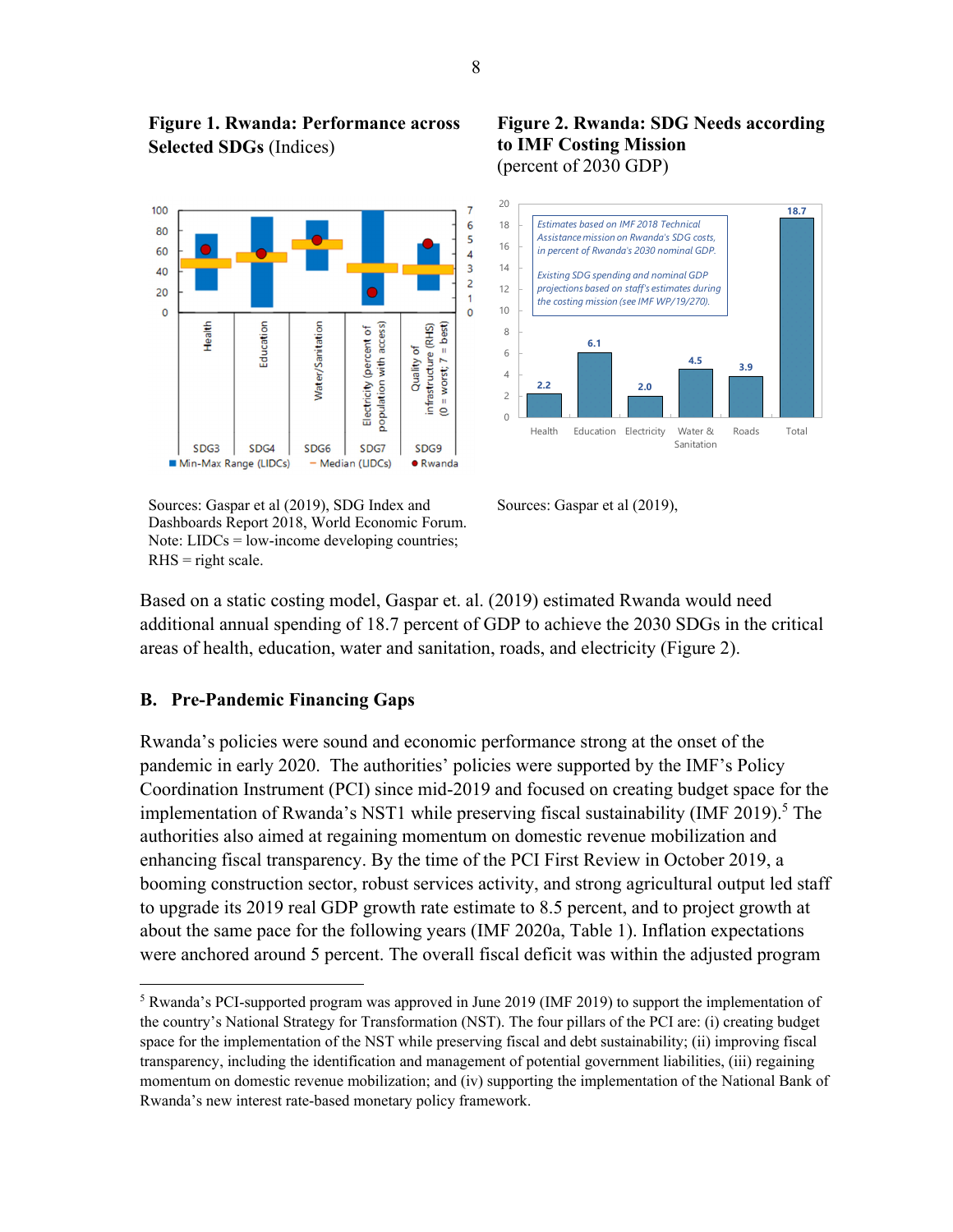**Figure 1. Rwanda: Performance across Selected SDGs** (Indices)

Sources: Gaspar et al (2019), SDG Index and Dashboards Report 2018, World Economic Forum.
Note: LIDCs = low-income developing countries; RHS = right scale.

**Figure 2. Rwanda: SDG Needs according to IMF Costing Mission**
(percent of 2030 GDP)

Sources: Gaspar et al (2019),

Based on a static costing model, Gaspar et. al. (2019) estimated Rwanda would need additional annual spending of 18.7 percent of GDP to achieve the 2030 SDGs in the critical areas of health, education, water and sanitation, roads, and electricity (Figure 2).

## B. Pre-Pandemic Financing Gaps

Rwanda's policies were sound and economic performance strong at the onset of the pandemic in early 2020. The authorities' policies were supported by the IMF's Policy Coordination Instrument (PCI) since mid-2019 and focused on creating budget space for the implementation of Rwanda's NST1 while preserving fiscal sustainability (IMF 2019).[5] The authorities also aimed at regaining momentum on domestic revenue mobilization and enhancing fiscal transparency. By the time of the PCI First Review in October 2019, a booming construction sector, robust services activity, and strong agricultural output led staff to upgrade its 2019 real GDP growth rate estimate to 8.5 percent, and to project growth at about the same pace for the following years (IMF 2020a, Table 1). Inflation expectations were anchored around 5 percent. The overall fiscal deficit was within the adjusted program

[5] Rwanda's PCI-supported program was approved in June 2019 (IMF 2019) to support the implementation of the country's National Strategy for Transformation (NST). The four pillars of the PCI are: (i) creating budget space for the implementation of the NST while preserving fiscal and debt sustainability; (ii) improving fiscal transparency, including the identification and management of potential government liabilities, (iii) regaining momentum on domestic revenue mobilization; and (iv) supporting the implementation of the National Bank of Rwanda's new interest rate-based monetary policy framework.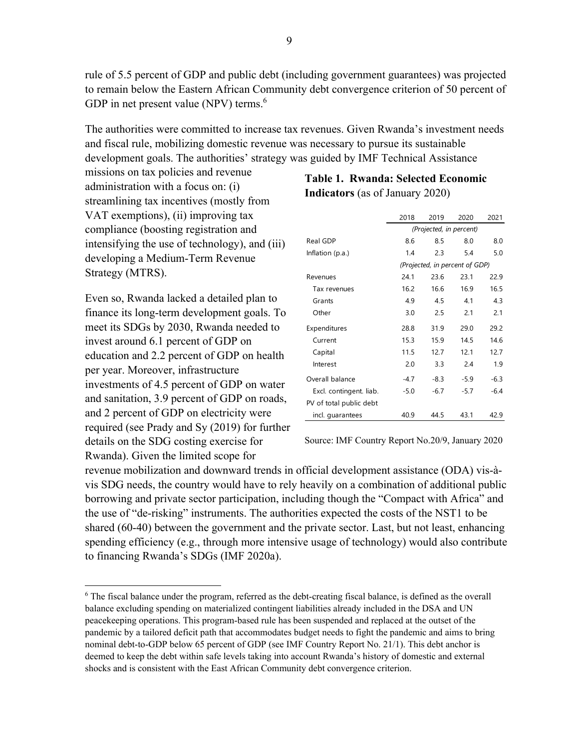rule of 5.5 percent of GDP and public debt (including government guarantees) was projected to remain below the Eastern African Community debt convergence criterion of 50 percent of GDP in net present value (NPV) terms.[6]

The authorities were committed to increase tax revenues. Given Rwanda's investment needs and fiscal rule, mobilizing domestic revenue was necessary to pursue its sustainable development goals. The authorities' strategy was guided by IMF Technical Assistance missions on tax policies and revenue administration with a focus on: (i) streamlining tax incentives (mostly from VAT exemptions), (ii) improving tax compliance (boosting registration and intensifying the use of technology), and (iii) developing a Medium-Term Revenue Strategy (MTRS).

**Table 1. Rwanda: Selected Economic Indicators** (as of January 2020)

| | 2018 | 2019 | 2020 | 2021 |
|---|---|---|---|---|
| | *(Projected, in percent)* | | | |
| Real GDP | 8.6 | 8.5 | 8.0 | 8.0 |
| Inflation (p.a.) | 1.4 | 2.3 | 5.4 | 5.0 |
| | *(Projected, in percent of GDP)* | | | |
| Revenues | 24.1 | 23.6 | 23.1 | 22.9 |
| Tax revenues | 16.2 | 16.6 | 16.9 | 16.5 |
| Grants | 4.9 | 4.5 | 4.1 | 4.3 |
| Other | 3.0 | 2.5 | 2.1 | 2.1 |
| Expenditures | 28.8 | 31.9 | 29.0 | 29.2 |
| Current | 15.3 | 15.9 | 14.5 | 14.6 |
| Capital | 11.5 | 12.7 | 12.1 | 12.7 |
| Interest | 2.0 | 3.3 | 2.4 | 1.9 |
| Overall balance | -4.7 | -8.3 | -5.9 | -6.3 |
| Excl. contingent. liab. | -5.0 | -6.7 | -5.7 | -6.4 |
| PV of total public debt incl. guarantees | 40.9 | 44.5 | 43.1 | 42.9 |

Source: IMF Country Report No.20/9, January 2020

Even so, Rwanda lacked a detailed plan to finance its long-term development goals. To meet its SDGs by 2030, Rwanda needed to invest around 6.1 percent of GDP on education and 2.2 percent of GDP on health per year. Moreover, infrastructure investments of 4.5 percent of GDP on water and sanitation, 3.9 percent of GDP on roads, and 2 percent of GDP on electricity were required (see Prady and Sy (2019) for further details on the SDG costing exercise for Rwanda). Given the limited scope for revenue mobilization and downward trends in official development assistance (ODA) vis-à-vis SDG needs, the country would have to rely heavily on a combination of additional public borrowing and private sector participation, including though the "Compact with Africa" and the use of "de-risking" instruments. The authorities expected the costs of the NST1 to be shared (60-40) between the government and the private sector. Last, but not least, enhancing spending efficiency (e.g., through more intensive usage of technology) would also contribute to financing Rwanda's SDGs (IMF 2020a).

[6] The fiscal balance under the program, referred as the debt-creating fiscal balance, is defined as the overall balance excluding spending on materialized contingent liabilities already included in the DSA and UN peacekeeping operations. This program-based rule has been suspended and replaced at the outset of the pandemic by a tailored deficit path that accommodates budget needs to fight the pandemic and aims to bring nominal debt-to-GDP below 65 percent of GDP (see IMF Country Report No. 21/1). This debt anchor is deemed to keep the debt within safe levels taking into account Rwanda's history of domestic and external shocks and is consistent with the East African Community debt convergence criterion.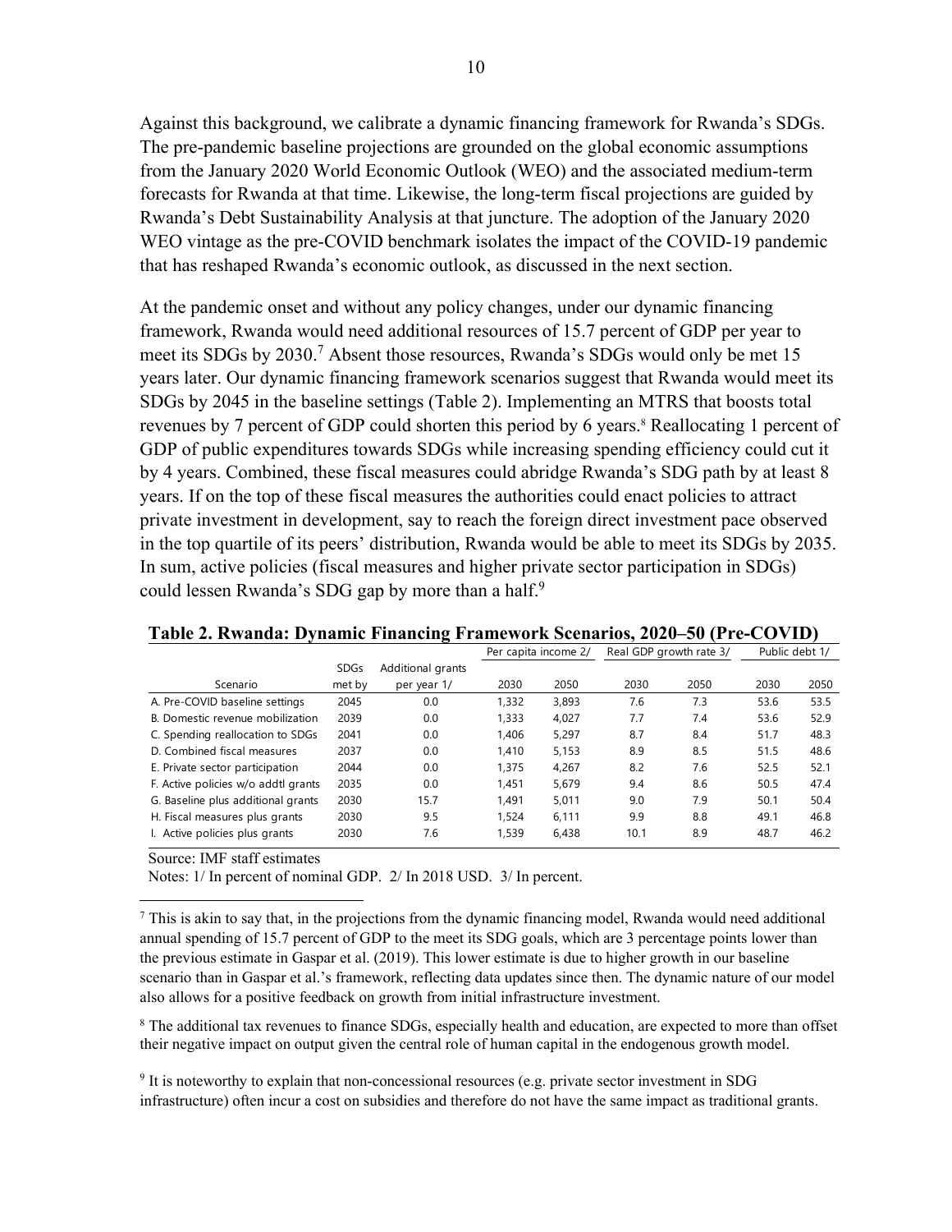Against this background, we calibrate a dynamic financing framework for Rwanda's SDGs. The pre-pandemic baseline projections are grounded on the global economic assumptions from the January 2020 World Economic Outlook (WEO) and the associated medium-term forecasts for Rwanda at that time. Likewise, the long-term fiscal projections are guided by Rwanda's Debt Sustainability Analysis at that juncture. The adoption of the January 2020 WEO vintage as the pre-COVID benchmark isolates the impact of the COVID-19 pandemic that has reshaped Rwanda's economic outlook, as discussed in the next section.

At the pandemic onset and without any policy changes, under our dynamic financing framework, Rwanda would need additional resources of 15.7 percent of GDP per year to meet its SDGs by 2030.[7] Absent those resources, Rwanda's SDGs would only be met 15 years later. Our dynamic financing framework scenarios suggest that Rwanda would meet its SDGs by 2045 in the baseline settings (Table 2). Implementing an MTRS that boosts total revenues by 7 percent of GDP could shorten this period by 6 years.[8] Reallocating 1 percent of GDP of public expenditures towards SDGs while increasing spending efficiency could cut it by 4 years. Combined, these fiscal measures could abridge Rwanda's SDG path by at least 8 years. If on the top of these fiscal measures the authorities could enact policies to attract private investment in development, say to reach the foreign direct investment pace observed in the top quartile of its peers' distribution, Rwanda would be able to meet its SDGs by 2035. In sum, active policies (fiscal measures and higher private sector participation in SDGs) could lessen Rwanda's SDG gap by more than a half.[9]

**Table 2. Rwanda: Dynamic Financing Framework Scenarios, 2020–50 (Pre-COVID)**

| Scenario | SDGs met by | Additional grants per year 1/ | Per capita income 2/ | | Real GDP growth rate 3/ | | Public debt 1/ | |
|---|---|---|---|---|---|---|---|---|
| | | | 2030 | 2050 | 2030 | 2050 | 2030 | 2050 |
| A. Pre-COVID baseline settings | 2045 | 0.0 | 1,332 | 3,893 | 7.6 | 7.3 | 53.6 | 53.5 |
| B. Domestic revenue mobilization | 2039 | 0.0 | 1,333 | 4,027 | 7.7 | 7.4 | 53.6 | 52.9 |
| C. Spending reallocation to SDGs | 2041 | 0.0 | 1,406 | 5,297 | 8.7 | 8.4 | 51.7 | 48.3 |
| D. Combined fiscal measures | 2037 | 0.0 | 1,410 | 5,153 | 8.9 | 8.5 | 51.5 | 48.6 |
| E. Private sector participation | 2044 | 0.0 | 1,375 | 4,267 | 8.2 | 7.6 | 52.5 | 52.1 |
| F. Active policies w/o addtl grants | 2035 | 0.0 | 1,451 | 5,679 | 9.4 | 8.6 | 50.5 | 47.4 |
| G. Baseline plus additional grants | 2030 | 15.7 | 1,491 | 5,011 | 9.0 | 7.9 | 50.1 | 50.4 |
| H. Fiscal measures plus grants | 2030 | 9.5 | 1,524 | 6,111 | 9.9 | 8.8 | 49.1 | 46.8 |
| I. Active policies plus grants | 2030 | 7.6 | 1,539 | 6,438 | 10.1 | 8.9 | 48.7 | 46.2 |

Source: IMF staff estimates

Notes: 1/ In percent of nominal GDP. 2/ In 2018 USD. 3/ In percent.

[7] This is akin to say that, in the projections from the dynamic financing model, Rwanda would need additional annual spending of 15.7 percent of GDP to the meet its SDG goals, which are 3 percentage points lower than the previous estimate in Gaspar et al. (2019). This lower estimate is due to higher growth in our baseline scenario than in Gaspar et al.'s framework, reflecting data updates since then. The dynamic nature of our model also allows for a positive feedback on growth from initial infrastructure investment.

[8] The additional tax revenues to finance SDGs, especially health and education, are expected to more than offset their negative impact on output given the central role of human capital in the endogenous growth model.

[9] It is noteworthy to explain that non-concessional resources (e.g. private sector investment in SDG infrastructure) often incur a cost on subsidies and therefore do not have the same impact as traditional grants.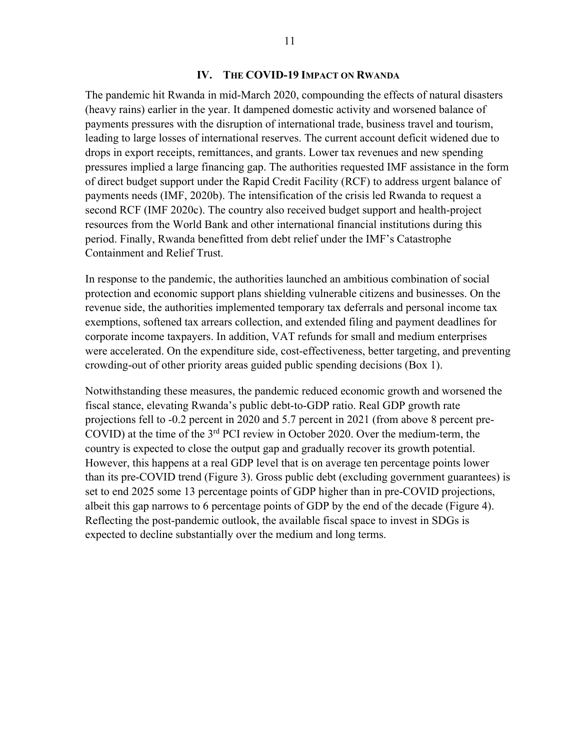## IV. THE COVID-19 IMPACT ON RWANDA

The pandemic hit Rwanda in mid-March 2020, compounding the effects of natural disasters (heavy rains) earlier in the year. It dampened domestic activity and worsened balance of payments pressures with the disruption of international trade, business travel and tourism, leading to large losses of international reserves. The current account deficit widened due to drops in export receipts, remittances, and grants. Lower tax revenues and new spending pressures implied a large financing gap. The authorities requested IMF assistance in the form of direct budget support under the Rapid Credit Facility (RCF) to address urgent balance of payments needs (IMF, 2020b). The intensification of the crisis led Rwanda to request a second RCF (IMF 2020c). The country also received budget support and health-project resources from the World Bank and other international financial institutions during this period. Finally, Rwanda benefitted from debt relief under the IMF's Catastrophe Containment and Relief Trust.

In response to the pandemic, the authorities launched an ambitious combination of social protection and economic support plans shielding vulnerable citizens and businesses. On the revenue side, the authorities implemented temporary tax deferrals and personal income tax exemptions, softened tax arrears collection, and extended filing and payment deadlines for corporate income taxpayers. In addition, VAT refunds for small and medium enterprises were accelerated. On the expenditure side, cost-effectiveness, better targeting, and preventing crowding-out of other priority areas guided public spending decisions (Box 1).

Notwithstanding these measures, the pandemic reduced economic growth and worsened the fiscal stance, elevating Rwanda's public debt-to-GDP ratio. Real GDP growth rate projections fell to -0.2 percent in 2020 and 5.7 percent in 2021 (from above 8 percent pre-COVID) at the time of the 3rd PCI review in October 2020. Over the medium-term, the country is expected to close the output gap and gradually recover its growth potential. However, this happens at a real GDP level that is on average ten percentage points lower than its pre-COVID trend (Figure 3). Gross public debt (excluding government guarantees) is set to end 2025 some 13 percentage points of GDP higher than in pre-COVID projections, albeit this gap narrows to 6 percentage points of GDP by the end of the decade (Figure 4). Reflecting the post-pandemic outlook, the available fiscal space to invest in SDGs is expected to decline substantially over the medium and long terms.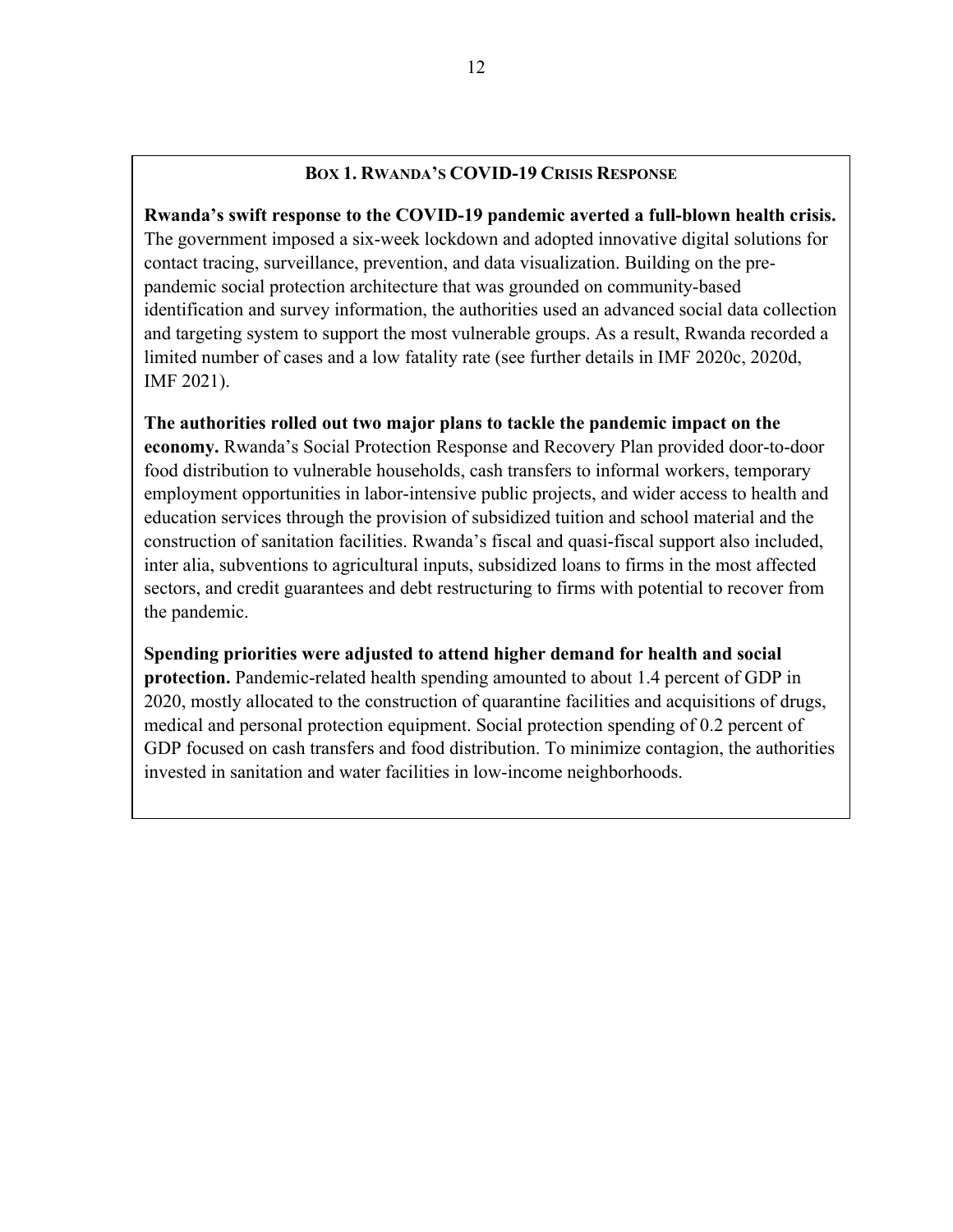### BOX 1. RWANDA'S COVID-19 CRISIS RESPONSE

**Rwanda's swift response to the COVID-19 pandemic averted a full-blown health crisis.** The government imposed a six-week lockdown and adopted innovative digital solutions for contact tracing, surveillance, prevention, and data visualization. Building on the pre-pandemic social protection architecture that was grounded on community-based identification and survey information, the authorities used an advanced social data collection and targeting system to support the most vulnerable groups. As a result, Rwanda recorded a limited number of cases and a low fatality rate (see further details in IMF 2020c, 2020d, IMF 2021).

**The authorities rolled out two major plans to tackle the pandemic impact on the economy.** Rwanda's Social Protection Response and Recovery Plan provided door-to-door food distribution to vulnerable households, cash transfers to informal workers, temporary employment opportunities in labor-intensive public projects, and wider access to health and education services through the provision of subsidized tuition and school material and the construction of sanitation facilities. Rwanda's fiscal and quasi-fiscal support also included, inter alia, subventions to agricultural inputs, subsidized loans to firms in the most affected sectors, and credit guarantees and debt restructuring to firms with potential to recover from the pandemic.

**Spending priorities were adjusted to attend higher demand for health and social protection.** Pandemic-related health spending amounted to about 1.4 percent of GDP in 2020, mostly allocated to the construction of quarantine facilities and acquisitions of drugs, medical and personal protection equipment. Social protection spending of 0.2 percent of GDP focused on cash transfers and food distribution. To minimize contagion, the authorities invested in sanitation and water facilities in low-income neighborhoods.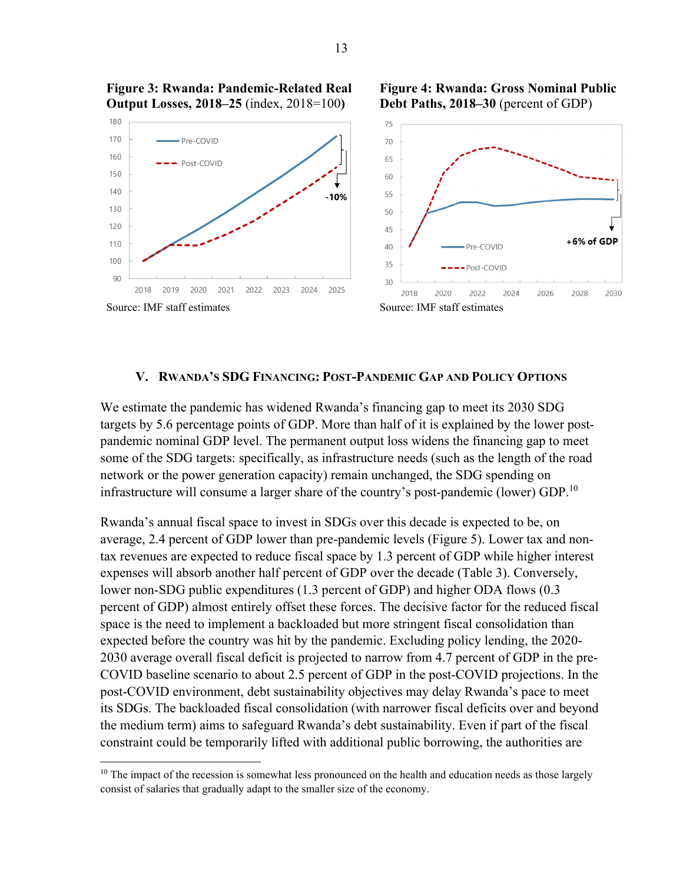**Figure 3: Rwanda: Pandemic-Related Real Output Losses, 2018–25** (index, 2018=100)

Source: IMF staff estimates

**Figure 4: Rwanda: Gross Nominal Public Debt Paths, 2018–30** (percent of GDP)

Source: IMF staff estimates

## V. Rwanda's SDG Financing: Post-Pandemic Gap and Policy Options

We estimate the pandemic has widened Rwanda's financing gap to meet its 2030 SDG targets by 5.6 percentage points of GDP. More than half of it is explained by the lower post-pandemic nominal GDP level. The permanent output loss widens the financing gap to meet some of the SDG targets: specifically, as infrastructure needs (such as the length of the road network or the power generation capacity) remain unchanged, the SDG spending on infrastructure will consume a larger share of the country's post-pandemic (lower) GDP.[10]

Rwanda's annual fiscal space to invest in SDGs over this decade is expected to be, on average, 2.4 percent of GDP lower than pre-pandemic levels (Figure 5). Lower tax and non-tax revenues are expected to reduce fiscal space by 1.3 percent of GDP while higher interest expenses will absorb another half percent of GDP over the decade (Table 3). Conversely, lower non-SDG public expenditures (1.3 percent of GDP) and higher ODA flows (0.3 percent of GDP) almost entirely offset these forces. The decisive factor for the reduced fiscal space is the need to implement a backloaded but more stringent fiscal consolidation than expected before the country was hit by the pandemic. Excluding policy lending, the 2020-2030 average overall fiscal deficit is projected to narrow from 4.7 percent of GDP in the pre-COVID baseline scenario to about 2.5 percent of GDP in the post-COVID projections. In the post-COVID environment, debt sustainability objectives may delay Rwanda's pace to meet its SDGs. The backloaded fiscal consolidation (with narrower fiscal deficits over and beyond the medium term) aims to safeguard Rwanda's debt sustainability. Even if part of the fiscal constraint could be temporarily lifted with additional public borrowing, the authorities are

---

[10] The impact of the recession is somewhat less pronounced on the health and education needs as those largely consist of salaries that gradually adapt to the smaller size of the economy.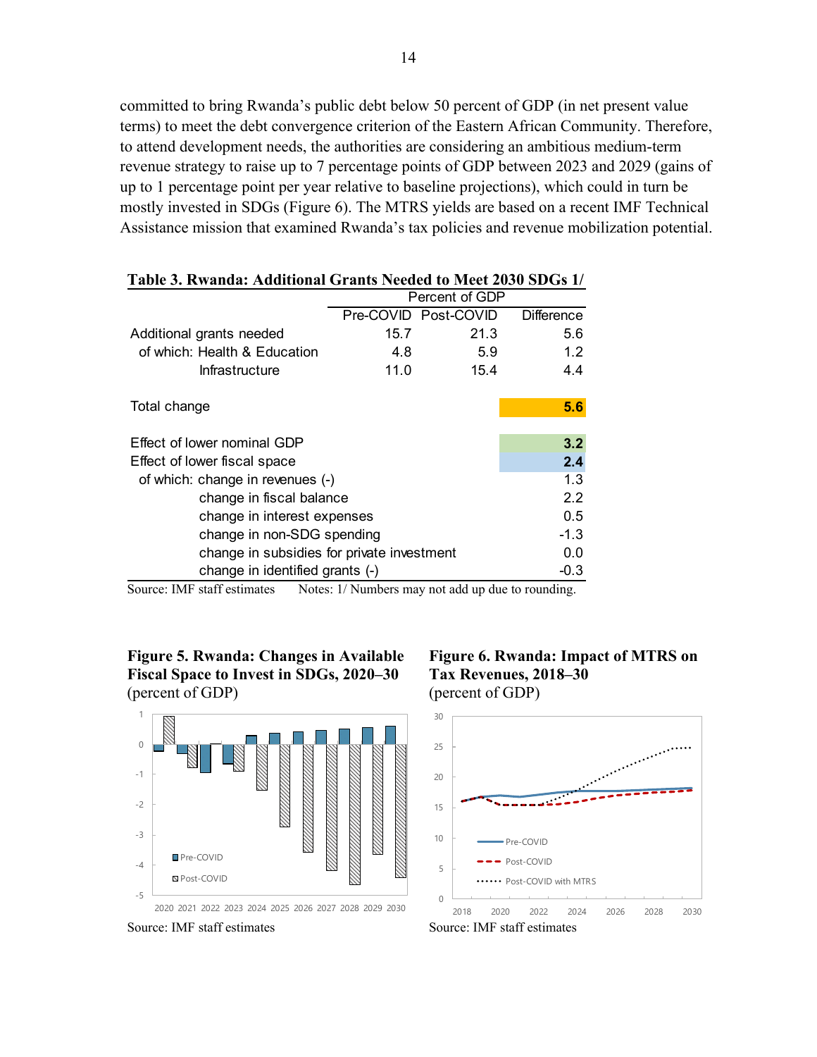committed to bring Rwanda's public debt below 50 percent of GDP (in net present value terms) to meet the debt convergence criterion of the Eastern African Community. Therefore, to attend development needs, the authorities are considering an ambitious medium-term revenue strategy to raise up to 7 percentage points of GDP between 2023 and 2029 (gains of up to 1 percentage point per year relative to baseline projections), which could in turn be mostly invested in SDGs (Figure 6). The MTRS yields are based on a recent IMF Technical Assistance mission that examined Rwanda's tax policies and revenue mobilization potential.

**Table 3. Rwanda: Additional Grants Needed to Meet 2030 SDGs 1/**

| | Percent of GDP | | |
|---|---|---|---|
| | Pre-COVID | Post-COVID | Difference |
| Additional grants needed | 15.7 | 21.3 | 5.6 |
| of which: Health & Education | 4.8 | 5.9 | 1.2 |
| Infrastructure | 11.0 | 15.4 | 4.4 |
| | | | |
| Total change | | | **5.6** |
| | | | |
| Effect of lower nominal GDP | | | **3.2** |
| Effect of lower fiscal space | | | **2.4** |
| of which: change in revenues (-) | | | 1.3 |
| change in fiscal balance | | | 2.2 |
| change in interest expenses | | | 0.5 |
| change in non-SDG spending | | | -1.3 |
| change in subsidies for private investment | | | 0.0 |
| change in identified grants (-) | | | -0.3 |

Source: IMF staff estimates Notes: 1/ Numbers may not add up due to rounding.

**Figure 5. Rwanda: Changes in Available Fiscal Space to Invest in SDGs, 2020–30**
(percent of GDP)

Source: IMF staff estimates

**Figure 6. Rwanda: Impact of MTRS on Tax Revenues, 2018–30**
(percent of GDP)

Source: IMF staff estimates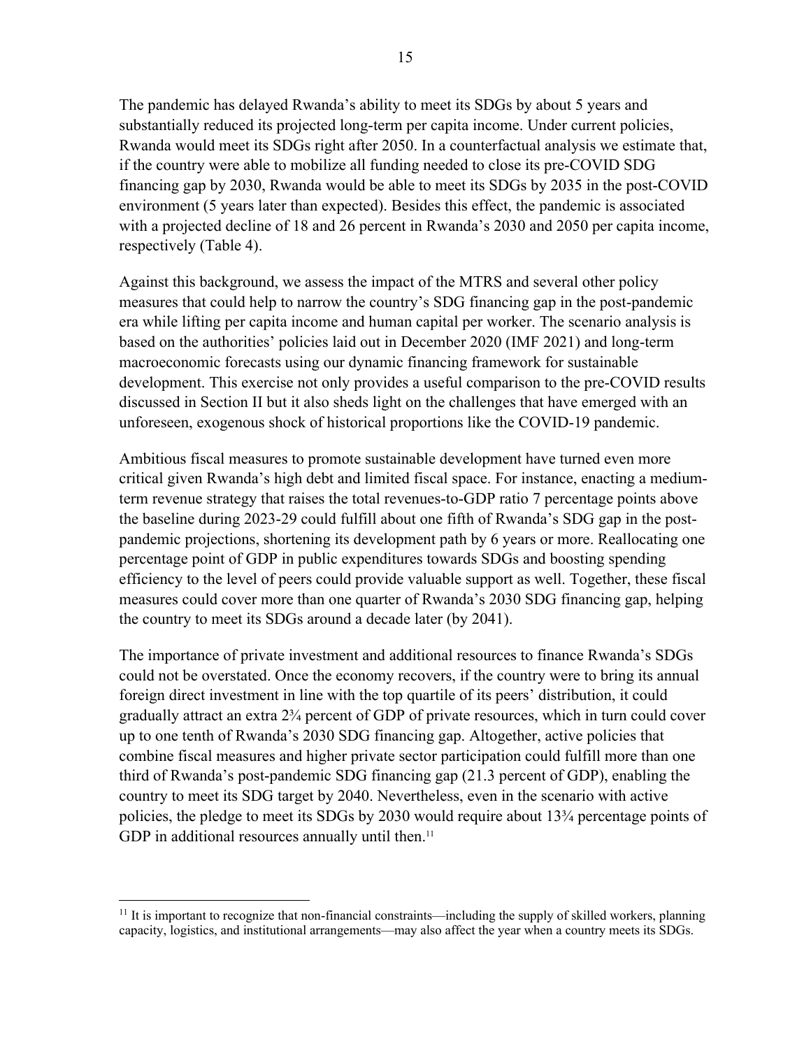The pandemic has delayed Rwanda's ability to meet its SDGs by about 5 years and substantially reduced its projected long-term per capita income. Under current policies, Rwanda would meet its SDGs right after 2050. In a counterfactual analysis we estimate that, if the country were able to mobilize all funding needed to close its pre-COVID SDG financing gap by 2030, Rwanda would be able to meet its SDGs by 2035 in the post-COVID environment (5 years later than expected). Besides this effect, the pandemic is associated with a projected decline of 18 and 26 percent in Rwanda's 2030 and 2050 per capita income, respectively (Table 4).

Against this background, we assess the impact of the MTRS and several other policy measures that could help to narrow the country's SDG financing gap in the post-pandemic era while lifting per capita income and human capital per worker. The scenario analysis is based on the authorities' policies laid out in December 2020 (IMF 2021) and long-term macroeconomic forecasts using our dynamic financing framework for sustainable development. This exercise not only provides a useful comparison to the pre-COVID results discussed in Section II but it also sheds light on the challenges that have emerged with an unforeseen, exogenous shock of historical proportions like the COVID-19 pandemic.

Ambitious fiscal measures to promote sustainable development have turned even more critical given Rwanda's high debt and limited fiscal space. For instance, enacting a medium-term revenue strategy that raises the total revenues-to-GDP ratio 7 percentage points above the baseline during 2023-29 could fulfill about one fifth of Rwanda's SDG gap in the post-pandemic projections, shortening its development path by 6 years or more. Reallocating one percentage point of GDP in public expenditures towards SDGs and boosting spending efficiency to the level of peers could provide valuable support as well. Together, these fiscal measures could cover more than one quarter of Rwanda's 2030 SDG financing gap, helping the country to meet its SDGs around a decade later (by 2041).

The importance of private investment and additional resources to finance Rwanda's SDGs could not be overstated. Once the economy recovers, if the country were to bring its annual foreign direct investment in line with the top quartile of its peers' distribution, it could gradually attract an extra 2¾ percent of GDP of private resources, which in turn could cover up to one tenth of Rwanda's 2030 SDG financing gap. Altogether, active policies that combine fiscal measures and higher private sector participation could fulfill more than one third of Rwanda's post-pandemic SDG financing gap (21.3 percent of GDP), enabling the country to meet its SDG target by 2040. Nevertheless, even in the scenario with active policies, the pledge to meet its SDGs by 2030 would require about 13¾ percentage points of GDP in additional resources annually until then.[11]

[11] It is important to recognize that non-financial constraints—including the supply of skilled workers, planning capacity, logistics, and institutional arrangements—may also affect the year when a country meets its SDGs.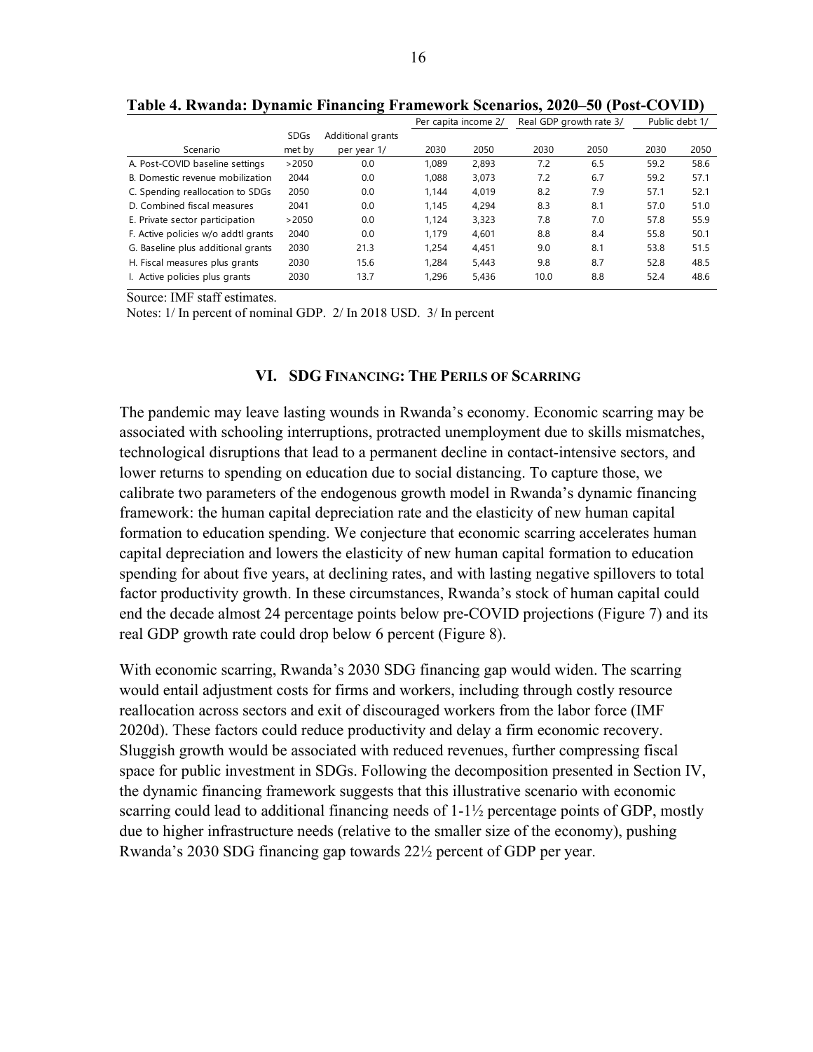**Table 4. Rwanda: Dynamic Financing Framework Scenarios, 2020–50 (Post-COVID)**

| Scenario | SDGs met by | Additional grants per year 1/ | Per capita income 2/ | | Real GDP growth rate 3/ | | Public debt 1/ | |
|---|---|---|---|---|---|---|---|---|
| | | | 2030 | 2050 | 2030 | 2050 | 2030 | 2050 |
| A. Post-COVID baseline settings | >2050 | 0.0 | 1,089 | 2,893 | 7.2 | 6.5 | 59.2 | 58.6 |
| B. Domestic revenue mobilization | 2044 | 0.0 | 1,088 | 3,073 | 7.2 | 6.7 | 59.2 | 57.1 |
| C. Spending reallocation to SDGs | 2050 | 0.0 | 1,144 | 4,019 | 8.2 | 7.9 | 57.1 | 52.1 |
| D. Combined fiscal measures | 2041 | 0.0 | 1,145 | 4,294 | 8.3 | 8.1 | 57.0 | 51.0 |
| E. Private sector participation | >2050 | 0.0 | 1,124 | 3,323 | 7.8 | 7.0 | 57.8 | 55.9 |
| F. Active policies w/o addtl grants | 2040 | 0.0 | 1,179 | 4,601 | 8.8 | 8.4 | 55.8 | 50.1 |
| G. Baseline plus additional grants | 2030 | 21.3 | 1,254 | 4,451 | 9.0 | 8.1 | 53.8 | 51.5 |
| H. Fiscal measures plus grants | 2030 | 15.6 | 1,284 | 5,443 | 9.8 | 8.7 | 52.8 | 48.5 |
| I. Active policies plus grants | 2030 | 13.7 | 1,296 | 5,436 | 10.0 | 8.8 | 52.4 | 48.6 |

Source: IMF staff estimates.

Notes: 1/ In percent of nominal GDP. 2/ In 2018 USD. 3/ In percent

## VI. SDG Financing: The Perils of Scarring

The pandemic may leave lasting wounds in Rwanda's economy. Economic scarring may be associated with schooling interruptions, protracted unemployment due to skills mismatches, technological disruptions that lead to a permanent decline in contact-intensive sectors, and lower returns to spending on education due to social distancing. To capture those, we calibrate two parameters of the endogenous growth model in Rwanda's dynamic financing framework: the human capital depreciation rate and the elasticity of new human capital formation to education spending. We conjecture that economic scarring accelerates human capital depreciation and lowers the elasticity of new human capital formation to education spending for about five years, at declining rates, and with lasting negative spillovers to total factor productivity growth. In these circumstances, Rwanda's stock of human capital could end the decade almost 24 percentage points below pre-COVID projections (Figure 7) and its real GDP growth rate could drop below 6 percent (Figure 8).

With economic scarring, Rwanda's 2030 SDG financing gap would widen. The scarring would entail adjustment costs for firms and workers, including through costly resource reallocation across sectors and exit of discouraged workers from the labor force (IMF 2020d). These factors could reduce productivity and delay a firm economic recovery. Sluggish growth would be associated with reduced revenues, further compressing fiscal space for public investment in SDGs. Following the decomposition presented in Section IV, the dynamic financing framework suggests that this illustrative scenario with economic scarring could lead to additional financing needs of 1-1½ percentage points of GDP, mostly due to higher infrastructure needs (relative to the smaller size of the economy), pushing Rwanda's 2030 SDG financing gap towards 22½ percent of GDP per year.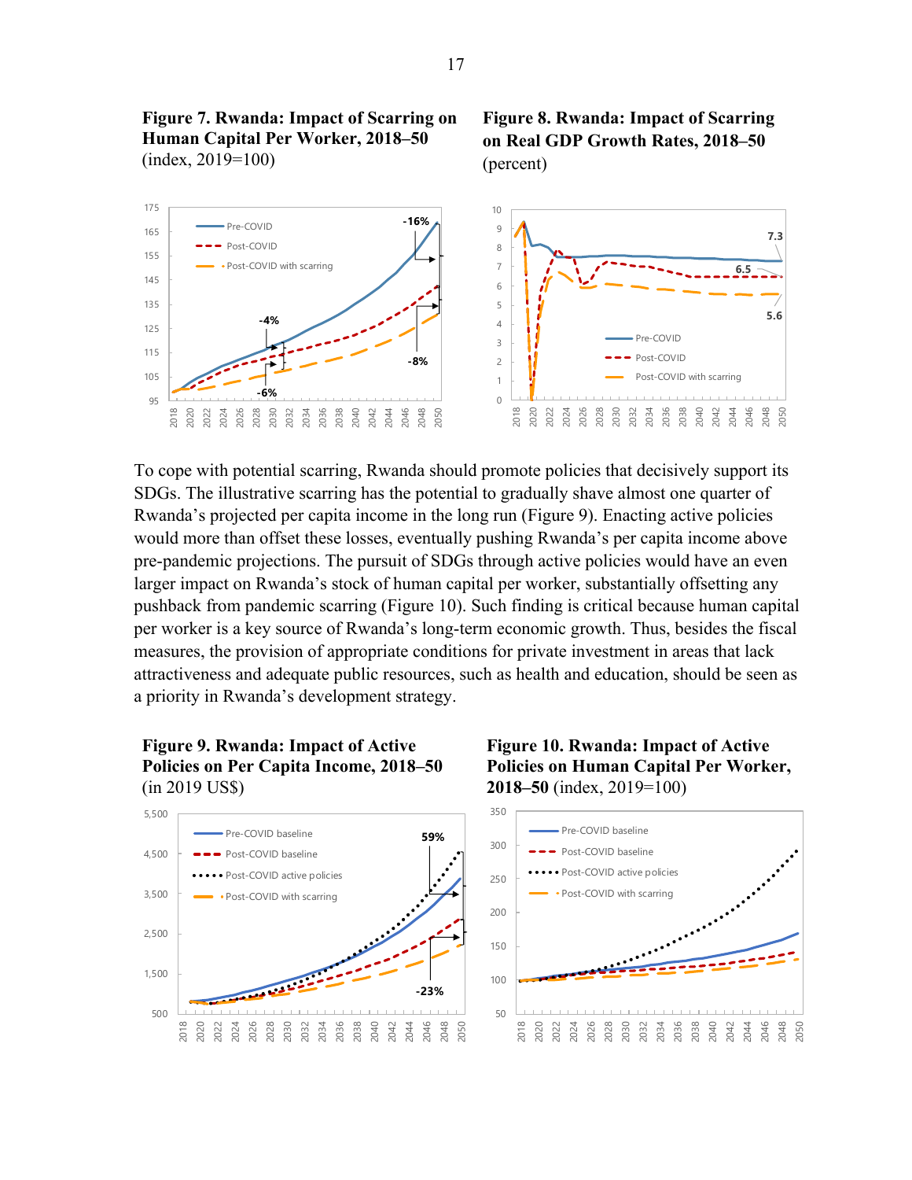**Figure 7. Rwanda: Impact of Scarring on Human Capital Per Worker, 2018–50** (index, 2019=100)

**Figure 8. Rwanda: Impact of Scarring on Real GDP Growth Rates, 2018–50** (percent)

To cope with potential scarring, Rwanda should promote policies that decisively support its SDGs. The illustrative scarring has the potential to gradually shave almost one quarter of Rwanda's projected per capita income in the long run (Figure 9). Enacting active policies would more than offset these losses, eventually pushing Rwanda's per capita income above pre-pandemic projections. The pursuit of SDGs through active policies would have an even larger impact on Rwanda's stock of human capital per worker, substantially offsetting any pushback from pandemic scarring (Figure 10). Such finding is critical because human capital per worker is a key source of Rwanda's long-term economic growth. Thus, besides the fiscal measures, the provision of appropriate conditions for private investment in areas that lack attractiveness and adequate public resources, such as health and education, should be seen as a priority in Rwanda's development strategy.

**Figure 9. Rwanda: Impact of Active Policies on Per Capita Income, 2018–50** (in 2019 US$)

**Figure 10. Rwanda: Impact of Active Policies on Human Capital Per Worker, 2018–50** (index, 2019=100)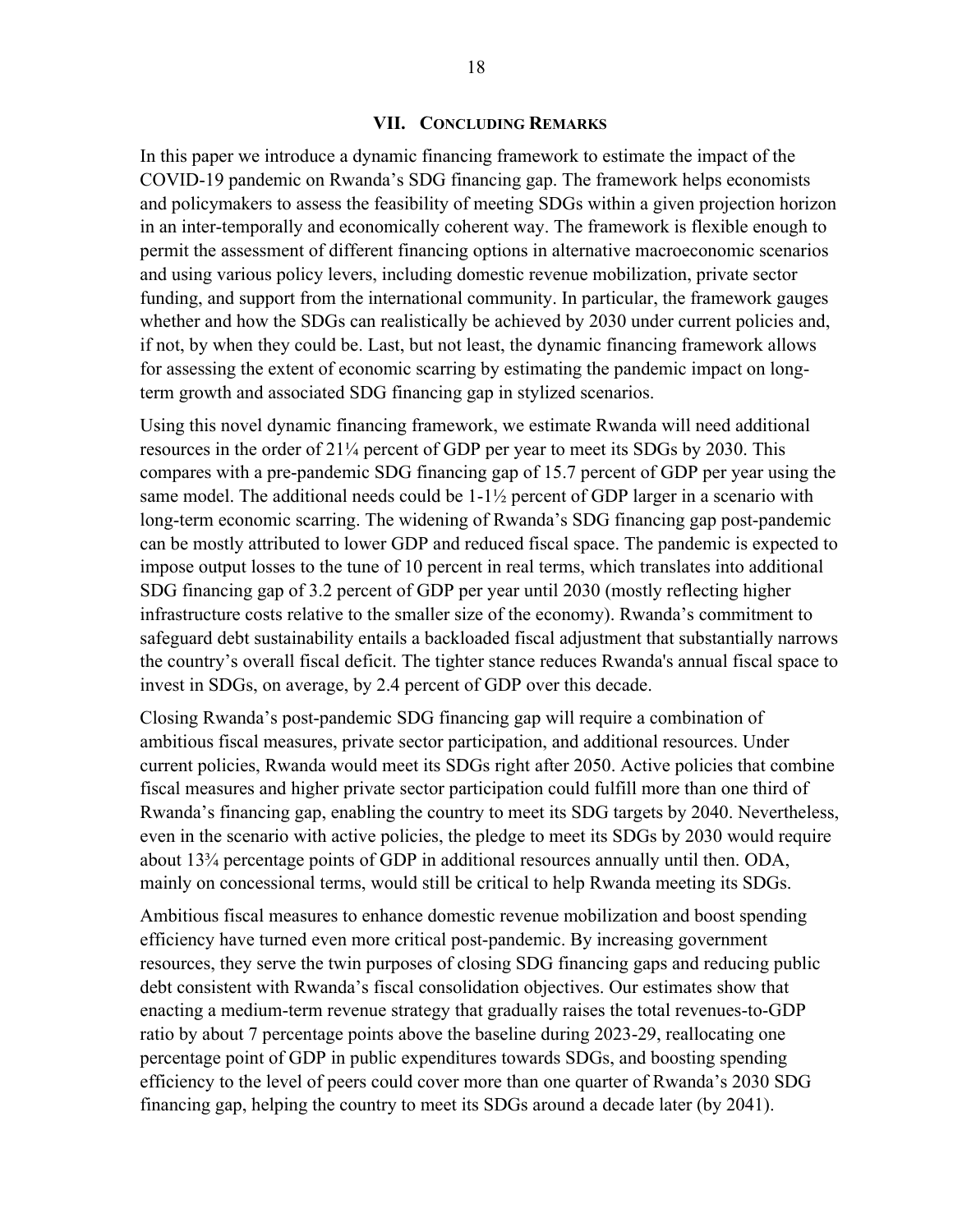## VII. Concluding Remarks

In this paper we introduce a dynamic financing framework to estimate the impact of the COVID-19 pandemic on Rwanda's SDG financing gap. The framework helps economists and policymakers to assess the feasibility of meeting SDGs within a given projection horizon in an inter-temporally and economically coherent way. The framework is flexible enough to permit the assessment of different financing options in alternative macroeconomic scenarios and using various policy levers, including domestic revenue mobilization, private sector funding, and support from the international community. In particular, the framework gauges whether and how the SDGs can realistically be achieved by 2030 under current policies and, if not, by when they could be. Last, but not least, the dynamic financing framework allows for assessing the extent of economic scarring by estimating the pandemic impact on long-term growth and associated SDG financing gap in stylized scenarios.

Using this novel dynamic financing framework, we estimate Rwanda will need additional resources in the order of 21¼ percent of GDP per year to meet its SDGs by 2030. This compares with a pre-pandemic SDG financing gap of 15.7 percent of GDP per year using the same model. The additional needs could be 1-1½ percent of GDP larger in a scenario with long-term economic scarring. The widening of Rwanda's SDG financing gap post-pandemic can be mostly attributed to lower GDP and reduced fiscal space. The pandemic is expected to impose output losses to the tune of 10 percent in real terms, which translates into additional SDG financing gap of 3.2 percent of GDP per year until 2030 (mostly reflecting higher infrastructure costs relative to the smaller size of the economy). Rwanda's commitment to safeguard debt sustainability entails a backloaded fiscal adjustment that substantially narrows the country's overall fiscal deficit. The tighter stance reduces Rwanda's annual fiscal space to invest in SDGs, on average, by 2.4 percent of GDP over this decade.

Closing Rwanda's post-pandemic SDG financing gap will require a combination of ambitious fiscal measures, private sector participation, and additional resources. Under current policies, Rwanda would meet its SDGs right after 2050. Active policies that combine fiscal measures and higher private sector participation could fulfill more than one third of Rwanda's financing gap, enabling the country to meet its SDG targets by 2040. Nevertheless, even in the scenario with active policies, the pledge to meet its SDGs by 2030 would require about 13¾ percentage points of GDP in additional resources annually until then. ODA, mainly on concessional terms, would still be critical to help Rwanda meeting its SDGs.

Ambitious fiscal measures to enhance domestic revenue mobilization and boost spending efficiency have turned even more critical post-pandemic. By increasing government resources, they serve the twin purposes of closing SDG financing gaps and reducing public debt consistent with Rwanda's fiscal consolidation objectives. Our estimates show that enacting a medium-term revenue strategy that gradually raises the total revenues-to-GDP ratio by about 7 percentage points above the baseline during 2023-29, reallocating one percentage point of GDP in public expenditures towards SDGs, and boosting spending efficiency to the level of peers could cover more than one quarter of Rwanda's 2030 SDG financing gap, helping the country to meet its SDGs around a decade later (by 2041).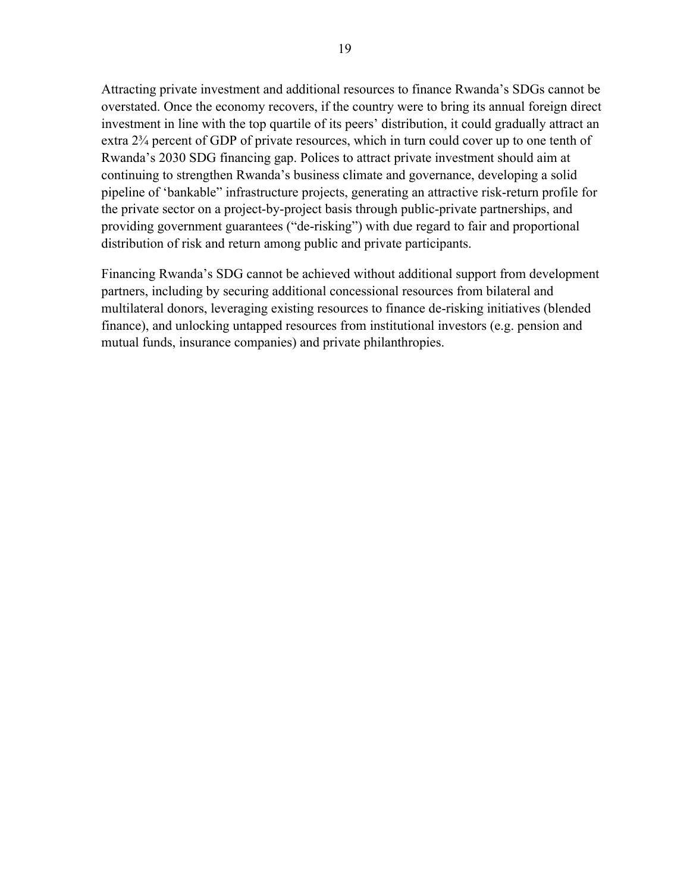Attracting private investment and additional resources to finance Rwanda's SDGs cannot be overstated. Once the economy recovers, if the country were to bring its annual foreign direct investment in line with the top quartile of its peers' distribution, it could gradually attract an extra 2¾ percent of GDP of private resources, which in turn could cover up to one tenth of Rwanda's 2030 SDG financing gap. Polices to attract private investment should aim at continuing to strengthen Rwanda's business climate and governance, developing a solid pipeline of 'bankable" infrastructure projects, generating an attractive risk-return profile for the private sector on a project-by-project basis through public-private partnerships, and providing government guarantees ("de-risking") with due regard to fair and proportional distribution of risk and return among public and private participants.

Financing Rwanda's SDG cannot be achieved without additional support from development partners, including by securing additional concessional resources from bilateral and multilateral donors, leveraging existing resources to finance de-risking initiatives (blended finance), and unlocking untapped resources from institutional investors (e.g. pension and mutual funds, insurance companies) and private philanthropies.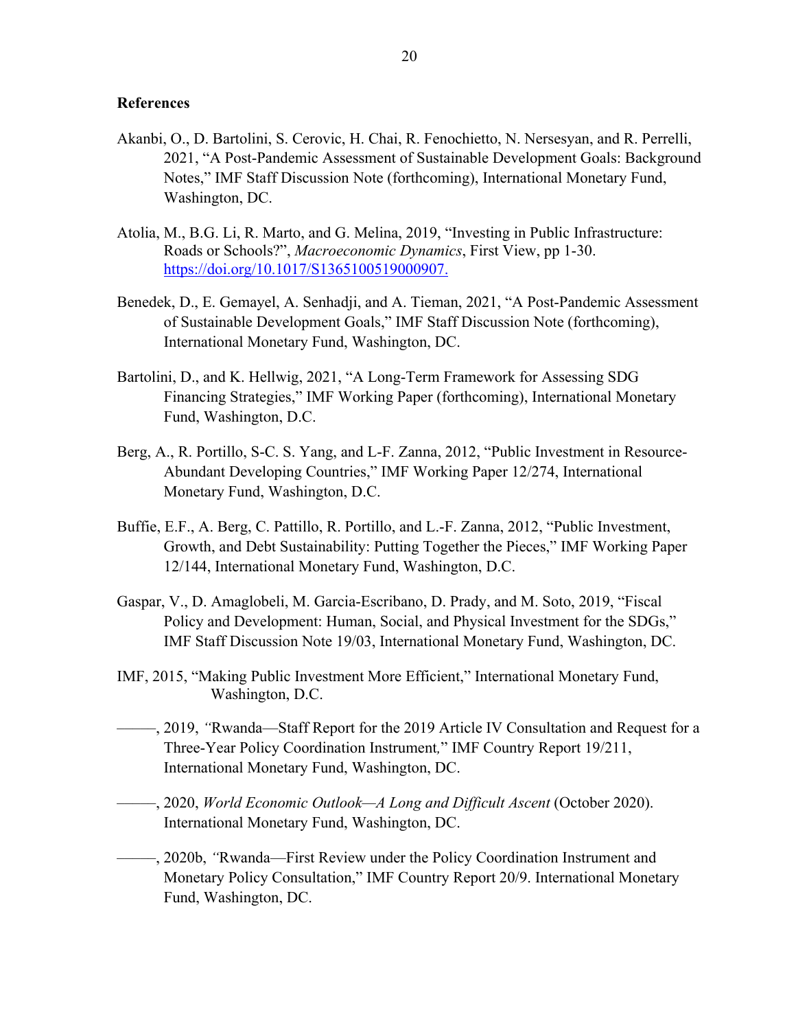**References**

Akanbi, O., D. Bartolini, S. Cerovic, H. Chai, R. Fenochietto, N. Nersesyan, and R. Perrelli, 2021, "A Post-Pandemic Assessment of Sustainable Development Goals: Background Notes," IMF Staff Discussion Note (forthcoming), International Monetary Fund, Washington, DC.

Atolia, M., B.G. Li, R. Marto, and G. Melina, 2019, "Investing in Public Infrastructure: Roads or Schools?", *Macroeconomic Dynamics*, First View, pp 1-30. https://doi.org/10.1017/S1365100519000907.

Benedek, D., E. Gemayel, A. Senhadji, and A. Tieman, 2021, "A Post-Pandemic Assessment of Sustainable Development Goals," IMF Staff Discussion Note (forthcoming), International Monetary Fund, Washington, DC.

Bartolini, D., and K. Hellwig, 2021, "A Long-Term Framework for Assessing SDG Financing Strategies," IMF Working Paper (forthcoming), International Monetary Fund, Washington, D.C.

Berg, A., R. Portillo, S-C. S. Yang, and L-F. Zanna, 2012, "Public Investment in Resource-Abundant Developing Countries," IMF Working Paper 12/274, International Monetary Fund, Washington, D.C.

Buffie, E.F., A. Berg, C. Pattillo, R. Portillo, and L.-F. Zanna, 2012, "Public Investment, Growth, and Debt Sustainability: Putting Together the Pieces," IMF Working Paper 12/144, International Monetary Fund, Washington, D.C.

Gaspar, V., D. Amaglobeli, M. Garcia-Escribano, D. Prady, and M. Soto, 2019, "Fiscal Policy and Development: Human, Social, and Physical Investment for the SDGs," IMF Staff Discussion Note 19/03, International Monetary Fund, Washington, DC.

IMF, 2015, "Making Public Investment More Efficient," International Monetary Fund, Washington, D.C.

———, 2019, "Rwanda—Staff Report for the 2019 Article IV Consultation and Request for a Three-Year Policy Coordination Instrument," IMF Country Report 19/211, International Monetary Fund, Washington, DC.

———, 2020, *World Economic Outlook—A Long and Difficult Ascent* (October 2020). International Monetary Fund, Washington, DC.

———, 2020b, "Rwanda—First Review under the Policy Coordination Instrument and Monetary Policy Consultation," IMF Country Report 20/9. International Monetary Fund, Washington, DC.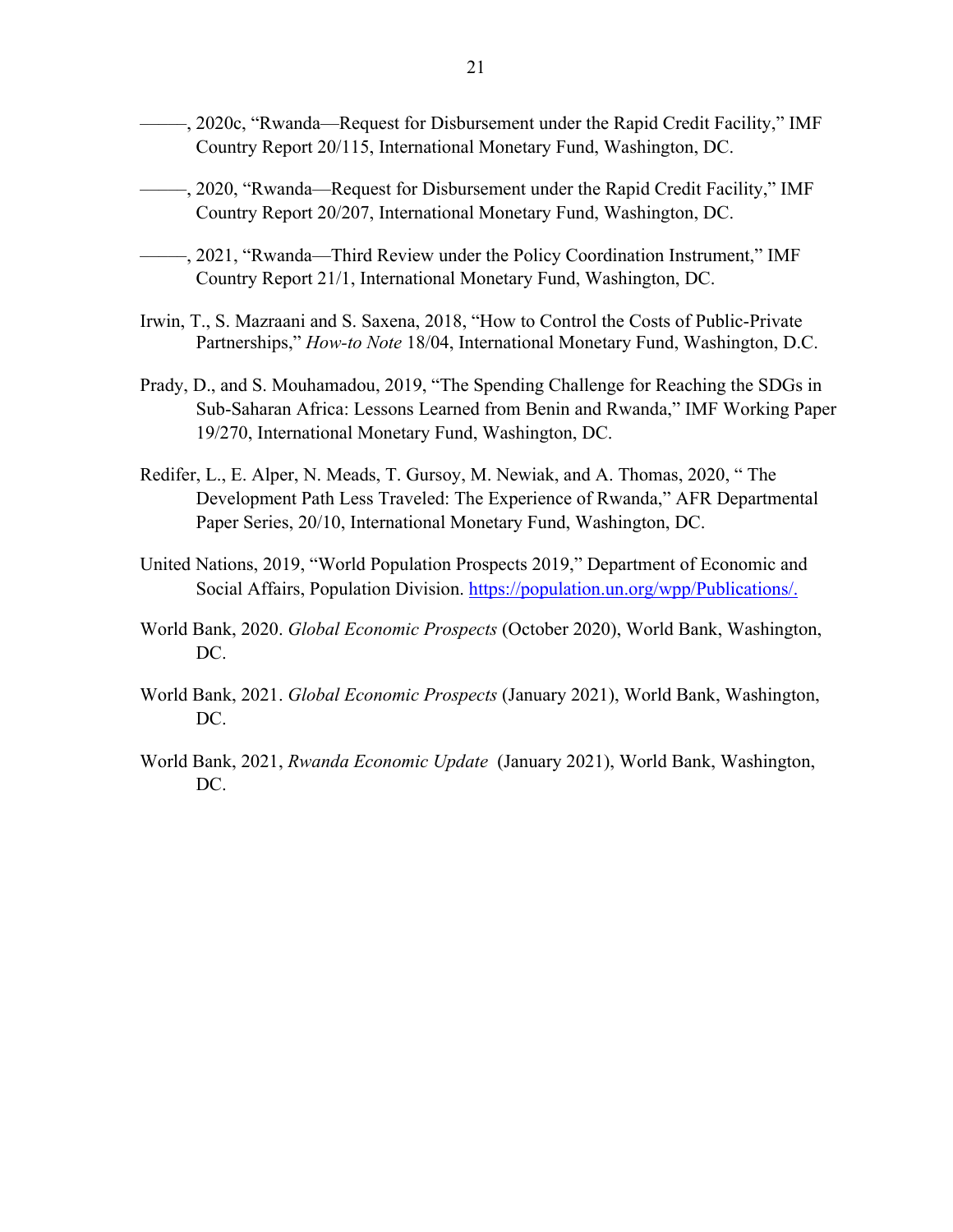———, 2020c, "Rwanda—Request for Disbursement under the Rapid Credit Facility," IMF Country Report 20/115, International Monetary Fund, Washington, DC.

———, 2020, "Rwanda—Request for Disbursement under the Rapid Credit Facility," IMF Country Report 20/207, International Monetary Fund, Washington, DC.

———, 2021, "Rwanda—Third Review under the Policy Coordination Instrument," IMF Country Report 21/1, International Monetary Fund, Washington, DC.

Irwin, T., S. Mazraani and S. Saxena, 2018, "How to Control the Costs of Public-Private Partnerships," *How-to Note* 18/04, International Monetary Fund, Washington, D.C.

Prady, D., and S. Mouhamadou, 2019, "The Spending Challenge for Reaching the SDGs in Sub-Saharan Africa: Lessons Learned from Benin and Rwanda," IMF Working Paper 19/270, International Monetary Fund, Washington, DC.

Redifer, L., E. Alper, N. Meads, T. Gursoy, M. Newiak, and A. Thomas, 2020, " The Development Path Less Traveled: The Experience of Rwanda," AFR Departmental Paper Series, 20/10, International Monetary Fund, Washington, DC.

United Nations, 2019, "World Population Prospects 2019," Department of Economic and Social Affairs, Population Division. https://population.un.org/wpp/Publications/.

World Bank, 2020. *Global Economic Prospects* (October 2020), World Bank, Washington, DC.

World Bank, 2021. *Global Economic Prospects* (January 2021), World Bank, Washington, DC.

World Bank, 2021, *Rwanda Economic Update* (January 2021), World Bank, Washington, DC.